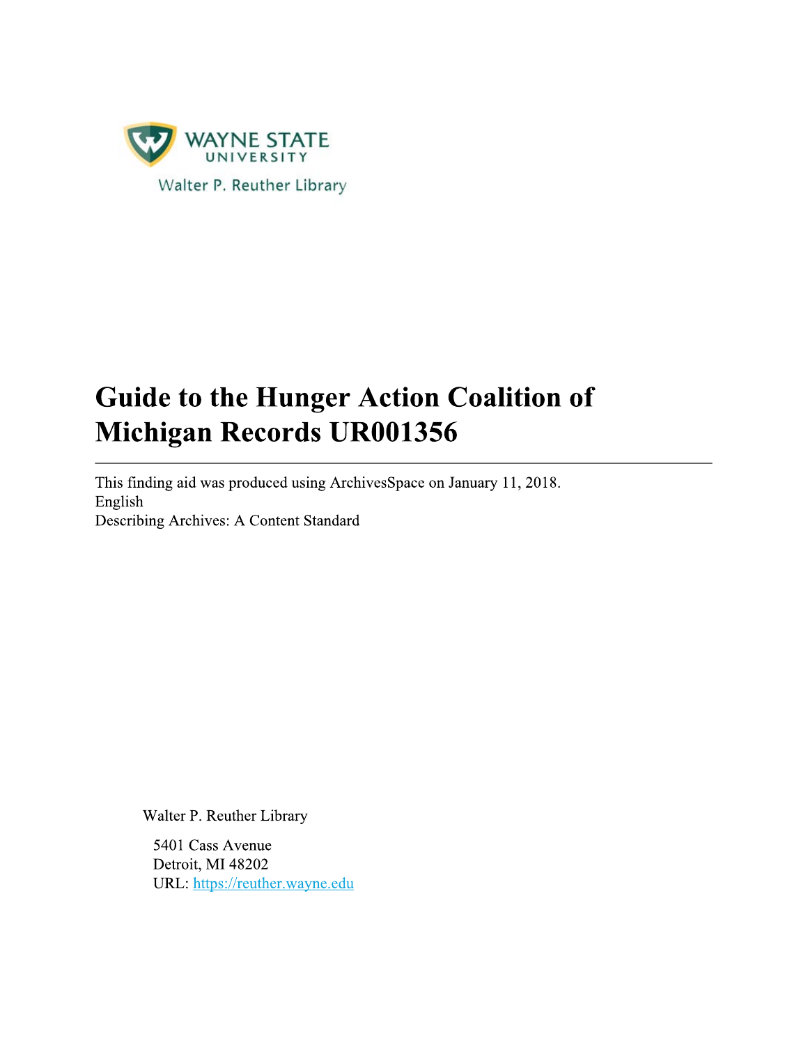WAYNE STATE UNIVERSITY

Walter P. Reuther Library

# Guide to the Hunger Action Coalition of Michigan Records UR001356

---

This finding aid was produced using ArchivesSpace on January 11, 2018.
English
Describing Archives: A Content Standard

Walter P. Reuther Library

5401 Cass Avenue
Detroit, MI 48202
URL: https://reuther.wayne.edu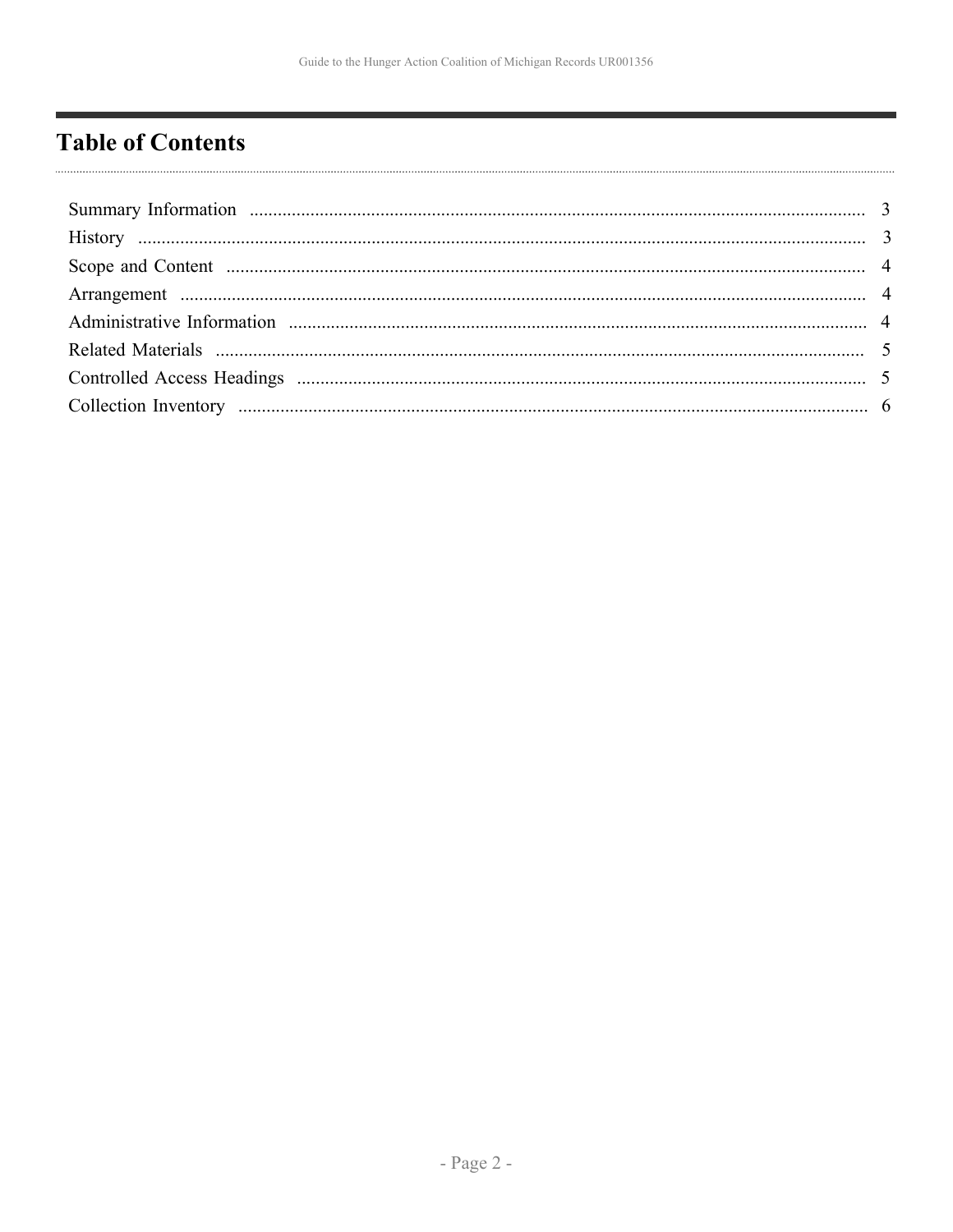# Table of Contents

Summary Information .................................................................................................................................. 3
History ........................................................................................................................................................ 3
Scope and Content ..................................................................................................................................... 4
Arrangement ............................................................................................................................................... 4
Administrative Information ........................................................................................................................ 4
Related Materials ....................................................................................................................................... 5
Controlled Access Headings ...................................................................................................................... 5
Collection Inventory .................................................................................................................................. 6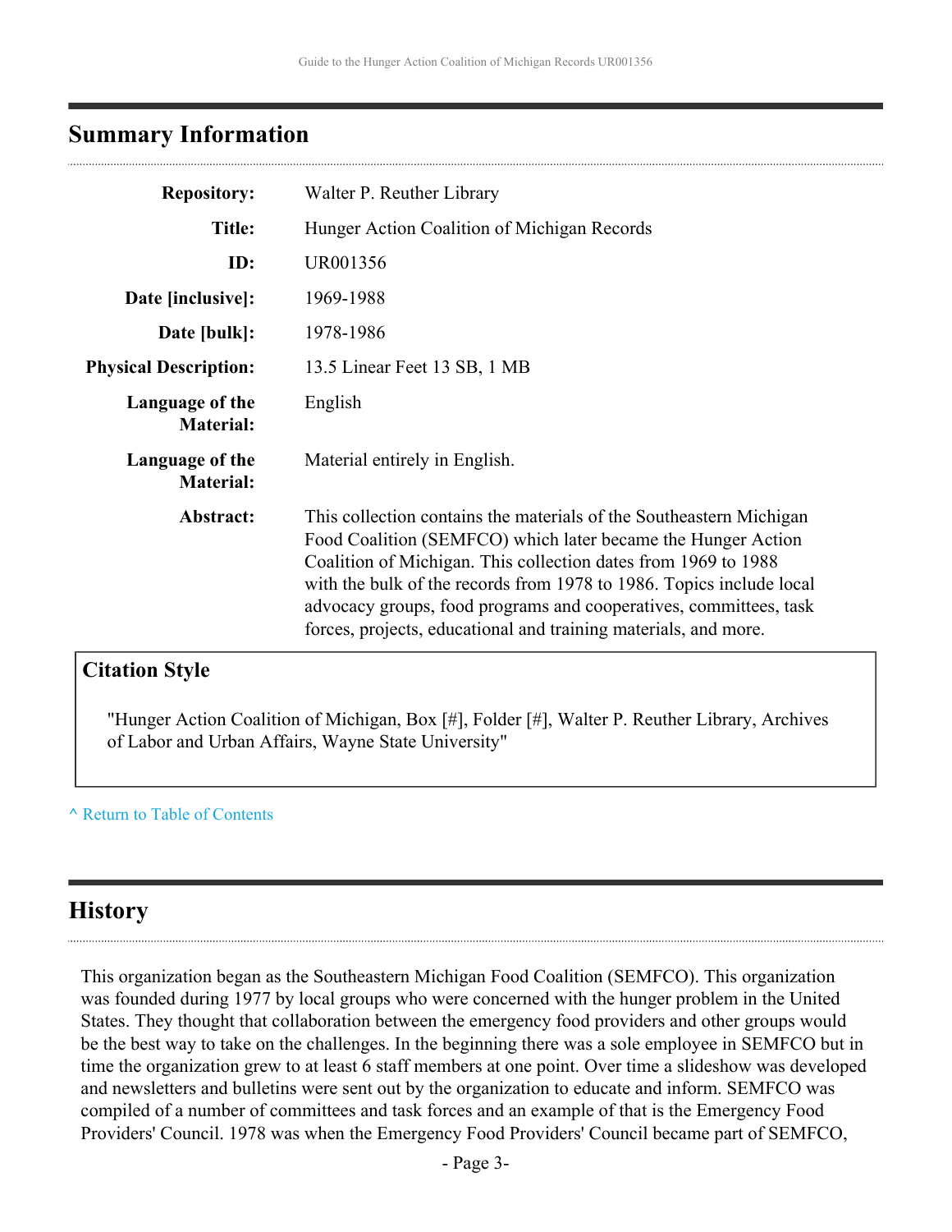## Summary Information

| | |
|---|---|
| **Repository:** | Walter P. Reuther Library |
| **Title:** | Hunger Action Coalition of Michigan Records |
| **ID:** | UR001356 |
| **Date [inclusive]:** | 1969-1988 |
| **Date [bulk]:** | 1978-1986 |
| **Physical Description:** | 13.5 Linear Feet 13 SB, 1 MB |
| **Language of the Material:** | English |
| **Language of the Material:** | Material entirely in English. |
| **Abstract:** | This collection contains the materials of the Southeastern Michigan Food Coalition (SEMFCO) which later became the Hunger Action Coalition of Michigan. This collection dates from 1969 to 1988 with the bulk of the records from 1978 to 1986. Topics include local advocacy groups, food programs and cooperatives, committees, task forces, projects, educational and training materials, and more. |

### Citation Style

"Hunger Action Coalition of Michigan, Box [#], Folder [#], Walter P. Reuther Library, Archives of Labor and Urban Affairs, Wayne State University"

^ Return to Table of Contents

## History

This organization began as the Southeastern Michigan Food Coalition (SEMFCO). This organization was founded during 1977 by local groups who were concerned with the hunger problem in the United States. They thought that collaboration between the emergency food providers and other groups would be the best way to take on the challenges. In the beginning there was a sole employee in SEMFCO but in time the organization grew to at least 6 staff members at one point. Over time a slideshow was developed and newsletters and bulletins were sent out by the organization to educate and inform. SEMFCO was compiled of a number of committees and task forces and an example of that is the Emergency Food Providers' Council. 1978 was when the Emergency Food Providers' Council became part of SEMFCO,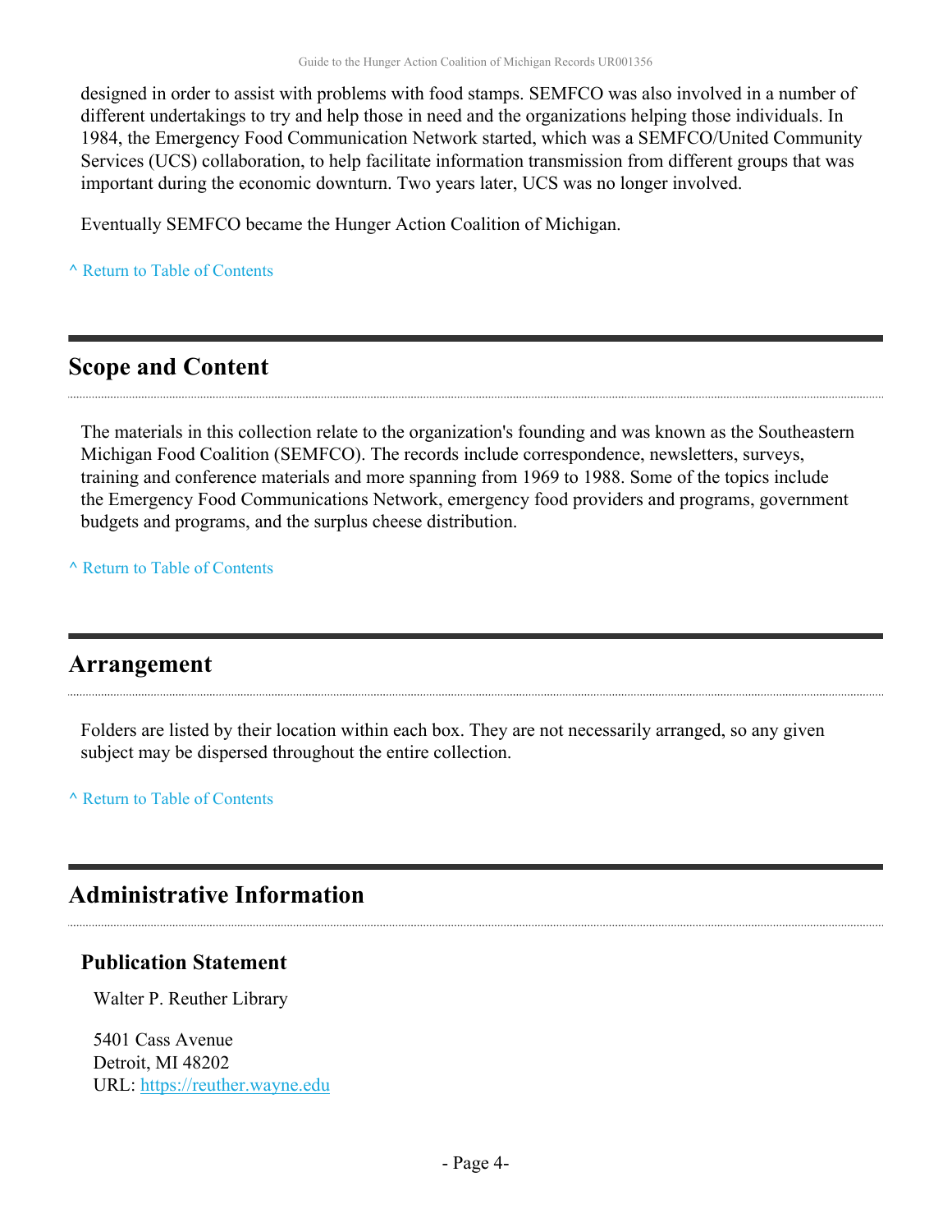designed in order to assist with problems with food stamps. SEMFCO was also involved in a number of different undertakings to try and help those in need and the organizations helping those individuals. In 1984, the Emergency Food Communication Network started, which was a SEMFCO/United Community Services (UCS) collaboration, to help facilitate information transmission from different groups that was important during the economic downturn. Two years later, UCS was no longer involved.

Eventually SEMFCO became the Hunger Action Coalition of Michigan.

^ Return to Table of Contents

## Scope and Content

The materials in this collection relate to the organization's founding and was known as the Southeastern Michigan Food Coalition (SEMFCO). The records include correspondence, newsletters, surveys, training and conference materials and more spanning from 1969 to 1988. Some of the topics include the Emergency Food Communications Network, emergency food providers and programs, government budgets and programs, and the surplus cheese distribution.

^ Return to Table of Contents

## Arrangement

Folders are listed by their location within each box. They are not necessarily arranged, so any given subject may be dispersed throughout the entire collection.

^ Return to Table of Contents

## Administrative Information

### Publication Statement

Walter P. Reuther Library

5401 Cass Avenue
Detroit, MI 48202
URL: https://reuther.wayne.edu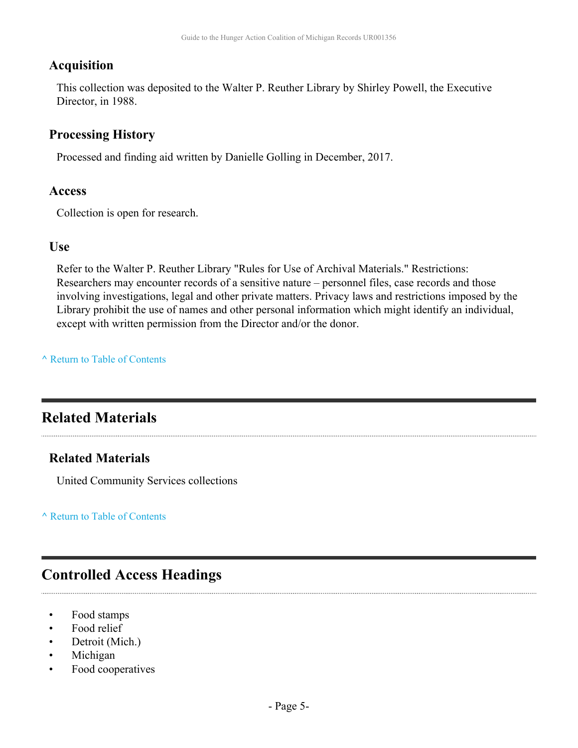### Acquisition

This collection was deposited to the Walter P. Reuther Library by Shirley Powell, the Executive Director, in 1988.

### Processing History

Processed and finding aid written by Danielle Golling in December, 2017.

### Access

Collection is open for research.

### Use

Refer to the Walter P. Reuther Library "Rules for Use of Archival Materials." Restrictions: Researchers may encounter records of a sensitive nature – personnel files, case records and those involving investigations, legal and other private matters. Privacy laws and restrictions imposed by the Library prohibit the use of names and other personal information which might identify an individual, except with written permission from the Director and/or the donor.

^ Return to Table of Contents

## Related Materials

### Related Materials

United Community Services collections

^ Return to Table of Contents

## Controlled Access Headings

- Food stamps
- Food relief
- Detroit (Mich.)
- Michigan
- Food cooperatives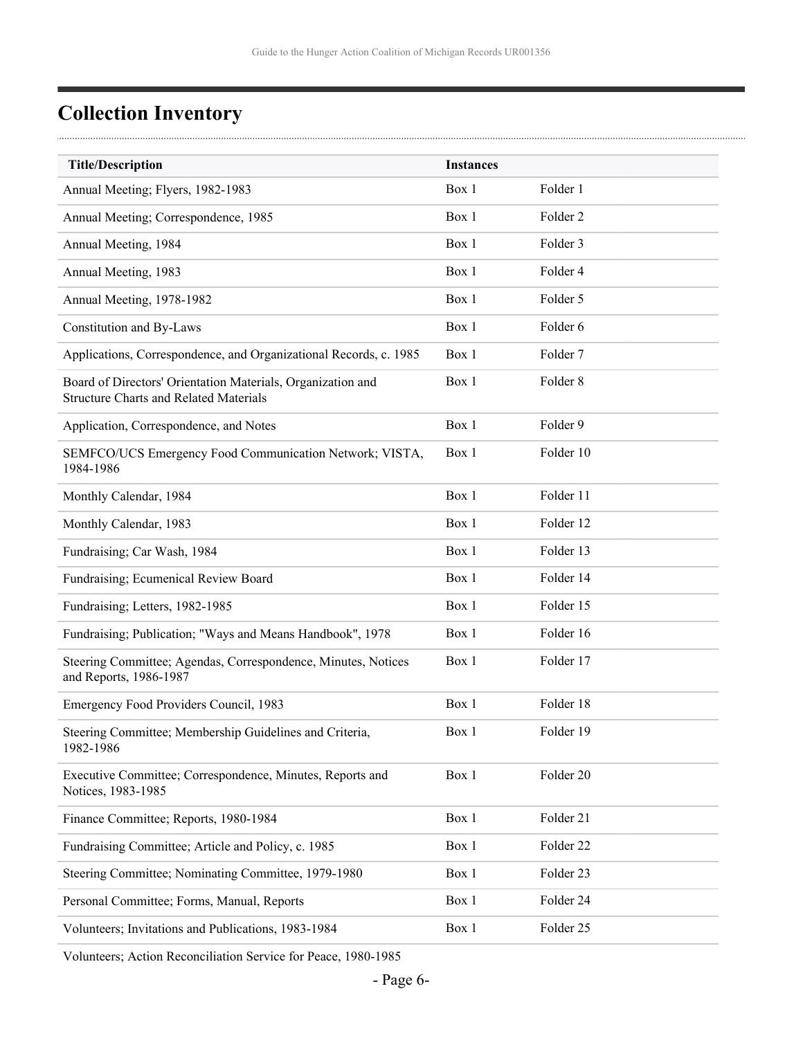## Collection Inventory

| Title/Description | Instances | |
|---|---|---|
| Annual Meeting; Flyers, 1982-1983 | Box 1 | Folder 1 |
| Annual Meeting; Correspondence, 1985 | Box 1 | Folder 2 |
| Annual Meeting, 1984 | Box 1 | Folder 3 |
| Annual Meeting, 1983 | Box 1 | Folder 4 |
| Annual Meeting, 1978-1982 | Box 1 | Folder 5 |
| Constitution and By-Laws | Box 1 | Folder 6 |
| Applications, Correspondence, and Organizational Records, c. 1985 | Box 1 | Folder 7 |
| Board of Directors' Orientation Materials, Organization and Structure Charts and Related Materials | Box 1 | Folder 8 |
| Application, Correspondence, and Notes | Box 1 | Folder 9 |
| SEMFCO/UCS Emergency Food Communication Network; VISTA, 1984-1986 | Box 1 | Folder 10 |
| Monthly Calendar, 1984 | Box 1 | Folder 11 |
| Monthly Calendar, 1983 | Box 1 | Folder 12 |
| Fundraising; Car Wash, 1984 | Box 1 | Folder 13 |
| Fundraising; Ecumenical Review Board | Box 1 | Folder 14 |
| Fundraising; Letters, 1982-1985 | Box 1 | Folder 15 |
| Fundraising; Publication; "Ways and Means Handbook", 1978 | Box 1 | Folder 16 |
| Steering Committee; Agendas, Correspondence, Minutes, Notices and Reports, 1986-1987 | Box 1 | Folder 17 |
| Emergency Food Providers Council, 1983 | Box 1 | Folder 18 |
| Steering Committee; Membership Guidelines and Criteria, 1982-1986 | Box 1 | Folder 19 |
| Executive Committee; Correspondence, Minutes, Reports and Notices, 1983-1985 | Box 1 | Folder 20 |
| Finance Committee; Reports, 1980-1984 | Box 1 | Folder 21 |
| Fundraising Committee; Article and Policy, c. 1985 | Box 1 | Folder 22 |
| Steering Committee; Nominating Committee, 1979-1980 | Box 1 | Folder 23 |
| Personal Committee; Forms, Manual, Reports | Box 1 | Folder 24 |
| Volunteers; Invitations and Publications, 1983-1984 | Box 1 | Folder 25 |
| Volunteers; Action Reconciliation Service for Peace, 1980-1985 | | |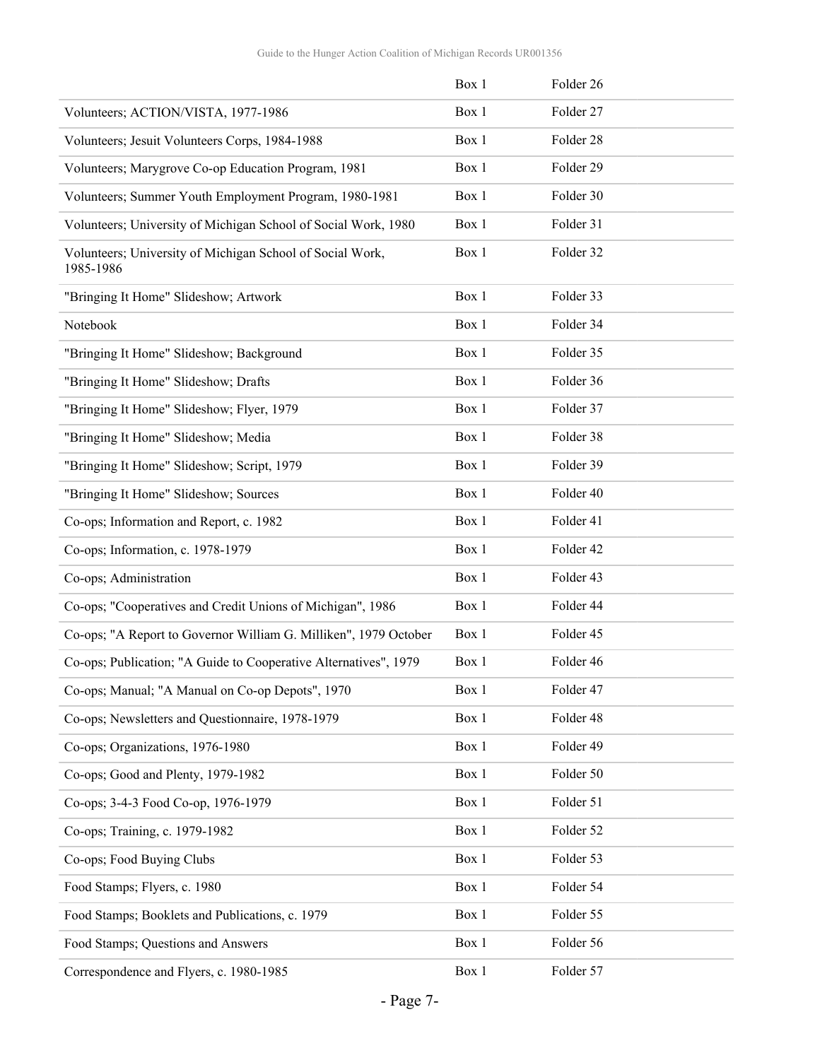| | | |
|---|---|---|
| | Box 1 | Folder 26 |
| Volunteers; ACTION/VISTA, 1977-1986 | Box 1 | Folder 27 |
| Volunteers; Jesuit Volunteers Corps, 1984-1988 | Box 1 | Folder 28 |
| Volunteers; Marygrove Co-op Education Program, 1981 | Box 1 | Folder 29 |
| Volunteers; Summer Youth Employment Program, 1980-1981 | Box 1 | Folder 30 |
| Volunteers; University of Michigan School of Social Work, 1980 | Box 1 | Folder 31 |
| Volunteers; University of Michigan School of Social Work, 1985-1986 | Box 1 | Folder 32 |
| "Bringing It Home" Slideshow; Artwork | Box 1 | Folder 33 |
| Notebook | Box 1 | Folder 34 |
| "Bringing It Home" Slideshow; Background | Box 1 | Folder 35 |
| "Bringing It Home" Slideshow; Drafts | Box 1 | Folder 36 |
| "Bringing It Home" Slideshow; Flyer, 1979 | Box 1 | Folder 37 |
| "Bringing It Home" Slideshow; Media | Box 1 | Folder 38 |
| "Bringing It Home" Slideshow; Script, 1979 | Box 1 | Folder 39 |
| "Bringing It Home" Slideshow; Sources | Box 1 | Folder 40 |
| Co-ops; Information and Report, c. 1982 | Box 1 | Folder 41 |
| Co-ops; Information, c. 1978-1979 | Box 1 | Folder 42 |
| Co-ops; Administration | Box 1 | Folder 43 |
| Co-ops; "Cooperatives and Credit Unions of Michigan", 1986 | Box 1 | Folder 44 |
| Co-ops; "A Report to Governor William G. Milliken", 1979 October | Box 1 | Folder 45 |
| Co-ops; Publication; "A Guide to Cooperative Alternatives", 1979 | Box 1 | Folder 46 |
| Co-ops; Manual; "A Manual on Co-op Depots", 1970 | Box 1 | Folder 47 |
| Co-ops; Newsletters and Questionnaire, 1978-1979 | Box 1 | Folder 48 |
| Co-ops; Organizations, 1976-1980 | Box 1 | Folder 49 |
| Co-ops; Good and Plenty, 1979-1982 | Box 1 | Folder 50 |
| Co-ops; 3-4-3 Food Co-op, 1976-1979 | Box 1 | Folder 51 |
| Co-ops; Training, c. 1979-1982 | Box 1 | Folder 52 |
| Co-ops; Food Buying Clubs | Box 1 | Folder 53 |
| Food Stamps; Flyers, c. 1980 | Box 1 | Folder 54 |
| Food Stamps; Booklets and Publications, c. 1979 | Box 1 | Folder 55 |
| Food Stamps; Questions and Answers | Box 1 | Folder 56 |
| Correspondence and Flyers, c. 1980-1985 | Box 1 | Folder 57 |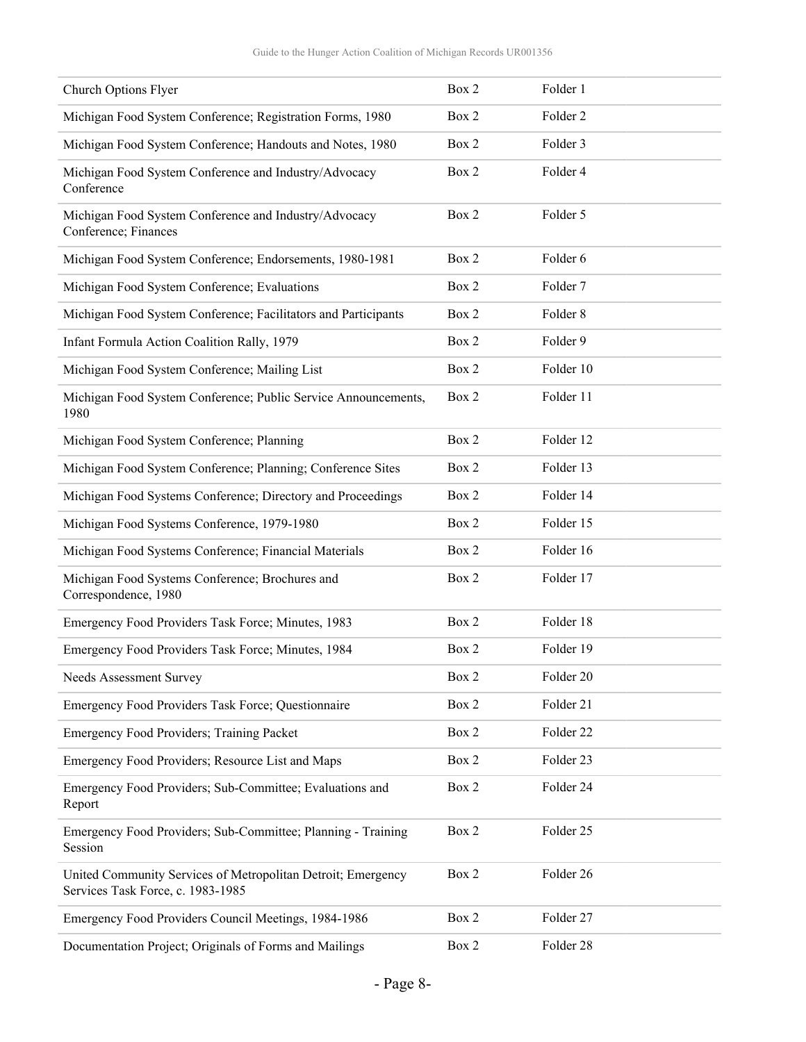| | | |
|---|---|---|
| Church Options Flyer | Box 2 | Folder 1 |
| Michigan Food System Conference; Registration Forms, 1980 | Box 2 | Folder 2 |
| Michigan Food System Conference; Handouts and Notes, 1980 | Box 2 | Folder 3 |
| Michigan Food System Conference and Industry/Advocacy Conference | Box 2 | Folder 4 |
| Michigan Food System Conference and Industry/Advocacy Conference; Finances | Box 2 | Folder 5 |
| Michigan Food System Conference; Endorsements, 1980-1981 | Box 2 | Folder 6 |
| Michigan Food System Conference; Evaluations | Box 2 | Folder 7 |
| Michigan Food System Conference; Facilitators and Participants | Box 2 | Folder 8 |
| Infant Formula Action Coalition Rally, 1979 | Box 2 | Folder 9 |
| Michigan Food System Conference; Mailing List | Box 2 | Folder 10 |
| Michigan Food System Conference; Public Service Announcements, 1980 | Box 2 | Folder 11 |
| Michigan Food System Conference; Planning | Box 2 | Folder 12 |
| Michigan Food System Conference; Planning; Conference Sites | Box 2 | Folder 13 |
| Michigan Food Systems Conference; Directory and Proceedings | Box 2 | Folder 14 |
| Michigan Food Systems Conference, 1979-1980 | Box 2 | Folder 15 |
| Michigan Food Systems Conference; Financial Materials | Box 2 | Folder 16 |
| Michigan Food Systems Conference; Brochures and Correspondence, 1980 | Box 2 | Folder 17 |
| Emergency Food Providers Task Force; Minutes, 1983 | Box 2 | Folder 18 |
| Emergency Food Providers Task Force; Minutes, 1984 | Box 2 | Folder 19 |
| Needs Assessment Survey | Box 2 | Folder 20 |
| Emergency Food Providers Task Force; Questionnaire | Box 2 | Folder 21 |
| Emergency Food Providers; Training Packet | Box 2 | Folder 22 |
| Emergency Food Providers; Resource List and Maps | Box 2 | Folder 23 |
| Emergency Food Providers; Sub-Committee; Evaluations and Report | Box 2 | Folder 24 |
| Emergency Food Providers; Sub-Committee; Planning - Training Session | Box 2 | Folder 25 |
| United Community Services of Metropolitan Detroit; Emergency Services Task Force, c. 1983-1985 | Box 2 | Folder 26 |
| Emergency Food Providers Council Meetings, 1984-1986 | Box 2 | Folder 27 |
| Documentation Project; Originals of Forms and Mailings | Box 2 | Folder 28 |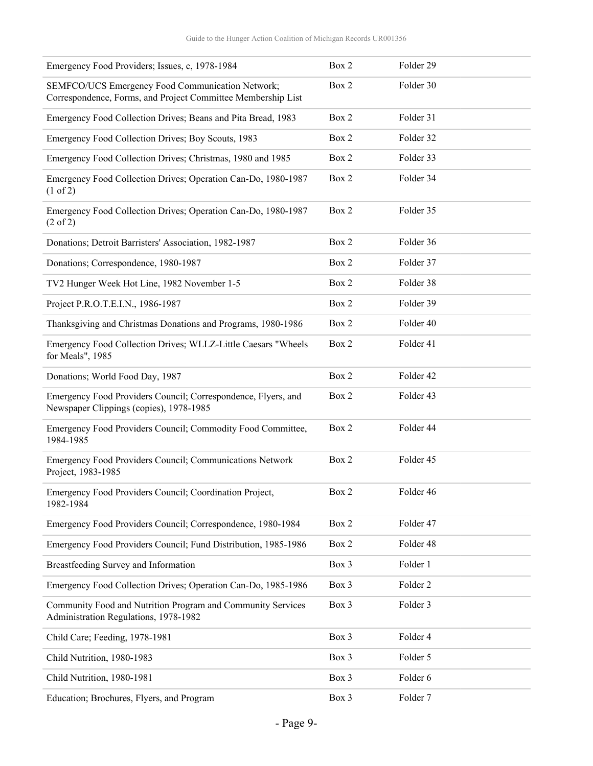| | | |
|---|---|---|
| Emergency Food Providers; Issues, c, 1978-1984 | Box 2 | Folder 29 |
| SEMFCO/UCS Emergency Food Communication Network; Correspondence, Forms, and Project Committee Membership List | Box 2 | Folder 30 |
| Emergency Food Collection Drives; Beans and Pita Bread, 1983 | Box 2 | Folder 31 |
| Emergency Food Collection Drives; Boy Scouts, 1983 | Box 2 | Folder 32 |
| Emergency Food Collection Drives; Christmas, 1980 and 1985 | Box 2 | Folder 33 |
| Emergency Food Collection Drives; Operation Can-Do, 1980-1987 (1 of 2) | Box 2 | Folder 34 |
| Emergency Food Collection Drives; Operation Can-Do, 1980-1987 (2 of 2) | Box 2 | Folder 35 |
| Donations; Detroit Barristers' Association, 1982-1987 | Box 2 | Folder 36 |
| Donations; Correspondence, 1980-1987 | Box 2 | Folder 37 |
| TV2 Hunger Week Hot Line, 1982 November 1-5 | Box 2 | Folder 38 |
| Project P.R.O.T.E.I.N., 1986-1987 | Box 2 | Folder 39 |
| Thanksgiving and Christmas Donations and Programs, 1980-1986 | Box 2 | Folder 40 |
| Emergency Food Collection Drives; WLLZ-Little Caesars "Wheels for Meals", 1985 | Box 2 | Folder 41 |
| Donations; World Food Day, 1987 | Box 2 | Folder 42 |
| Emergency Food Providers Council; Correspondence, Flyers, and Newspaper Clippings (copies), 1978-1985 | Box 2 | Folder 43 |
| Emergency Food Providers Council; Commodity Food Committee, 1984-1985 | Box 2 | Folder 44 |
| Emergency Food Providers Council; Communications Network Project, 1983-1985 | Box 2 | Folder 45 |
| Emergency Food Providers Council; Coordination Project, 1982-1984 | Box 2 | Folder 46 |
| Emergency Food Providers Council; Correspondence, 1980-1984 | Box 2 | Folder 47 |
| Emergency Food Providers Council; Fund Distribution, 1985-1986 | Box 2 | Folder 48 |
| Breastfeeding Survey and Information | Box 3 | Folder 1 |
| Emergency Food Collection Drives; Operation Can-Do, 1985-1986 | Box 3 | Folder 2 |
| Community Food and Nutrition Program and Community Services Administration Regulations, 1978-1982 | Box 3 | Folder 3 |
| Child Care; Feeding, 1978-1981 | Box 3 | Folder 4 |
| Child Nutrition, 1980-1983 | Box 3 | Folder 5 |
| Child Nutrition, 1980-1981 | Box 3 | Folder 6 |
| Education; Brochures, Flyers, and Program | Box 3 | Folder 7 |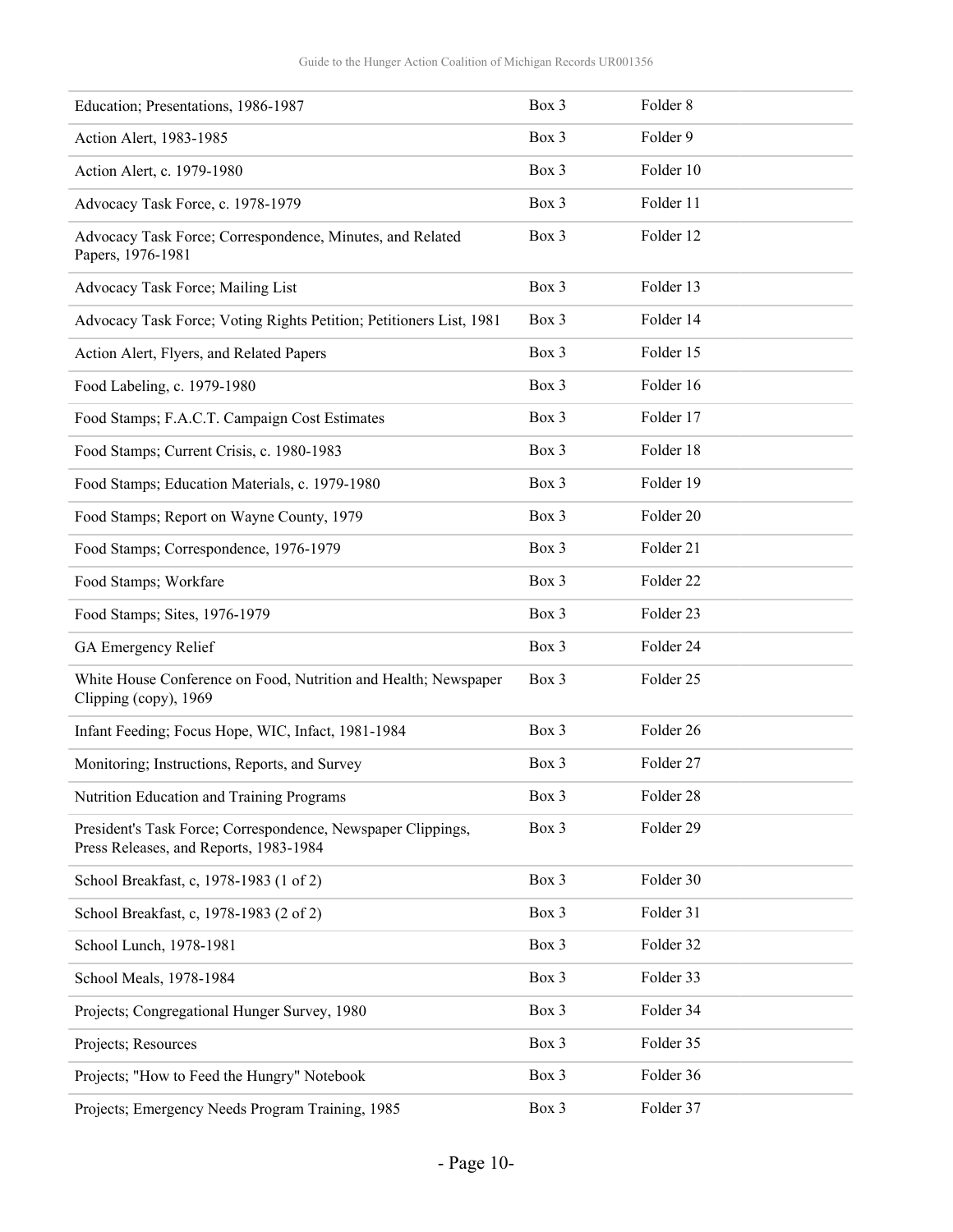| | | |
|---|---|---|
| Education; Presentations, 1986-1987 | Box 3 | Folder 8 |
| Action Alert, 1983-1985 | Box 3 | Folder 9 |
| Action Alert, c. 1979-1980 | Box 3 | Folder 10 |
| Advocacy Task Force, c. 1978-1979 | Box 3 | Folder 11 |
| Advocacy Task Force; Correspondence, Minutes, and Related Papers, 1976-1981 | Box 3 | Folder 12 |
| Advocacy Task Force; Mailing List | Box 3 | Folder 13 |
| Advocacy Task Force; Voting Rights Petition; Petitioners List, 1981 | Box 3 | Folder 14 |
| Action Alert, Flyers, and Related Papers | Box 3 | Folder 15 |
| Food Labeling, c. 1979-1980 | Box 3 | Folder 16 |
| Food Stamps; F.A.C.T. Campaign Cost Estimates | Box 3 | Folder 17 |
| Food Stamps; Current Crisis, c. 1980-1983 | Box 3 | Folder 18 |
| Food Stamps; Education Materials, c. 1979-1980 | Box 3 | Folder 19 |
| Food Stamps; Report on Wayne County, 1979 | Box 3 | Folder 20 |
| Food Stamps; Correspondence, 1976-1979 | Box 3 | Folder 21 |
| Food Stamps; Workfare | Box 3 | Folder 22 |
| Food Stamps; Sites, 1976-1979 | Box 3 | Folder 23 |
| GA Emergency Relief | Box 3 | Folder 24 |
| White House Conference on Food, Nutrition and Health; Newspaper Clipping (copy), 1969 | Box 3 | Folder 25 |
| Infant Feeding; Focus Hope, WIC, Infact, 1981-1984 | Box 3 | Folder 26 |
| Monitoring; Instructions, Reports, and Survey | Box 3 | Folder 27 |
| Nutrition Education and Training Programs | Box 3 | Folder 28 |
| President's Task Force; Correspondence, Newspaper Clippings, Press Releases, and Reports, 1983-1984 | Box 3 | Folder 29 |
| School Breakfast, c, 1978-1983 (1 of 2) | Box 3 | Folder 30 |
| School Breakfast, c, 1978-1983 (2 of 2) | Box 3 | Folder 31 |
| School Lunch, 1978-1981 | Box 3 | Folder 32 |
| School Meals, 1978-1984 | Box 3 | Folder 33 |
| Projects; Congregational Hunger Survey, 1980 | Box 3 | Folder 34 |
| Projects; Resources | Box 3 | Folder 35 |
| Projects; "How to Feed the Hungry" Notebook | Box 3 | Folder 36 |
| Projects; Emergency Needs Program Training, 1985 | Box 3 | Folder 37 |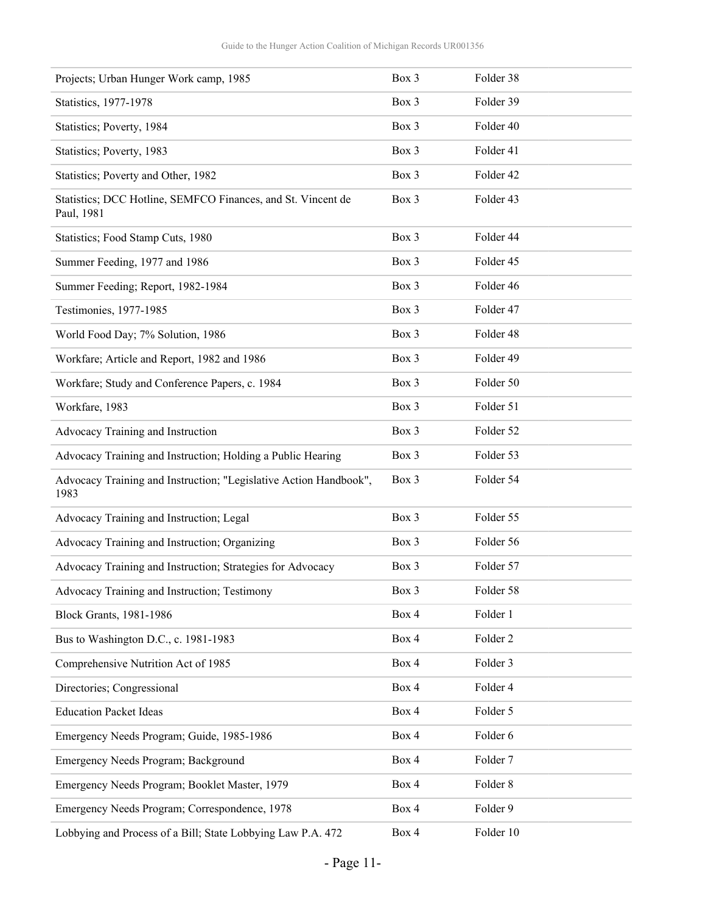| | | |
|---|---|---|
| Projects; Urban Hunger Work camp, 1985 | Box 3 | Folder 38 |
| Statistics, 1977-1978 | Box 3 | Folder 39 |
| Statistics; Poverty, 1984 | Box 3 | Folder 40 |
| Statistics; Poverty, 1983 | Box 3 | Folder 41 |
| Statistics; Poverty and Other, 1982 | Box 3 | Folder 42 |
| Statistics; DCC Hotline, SEMFCO Finances, and St. Vincent de Paul, 1981 | Box 3 | Folder 43 |
| Statistics; Food Stamp Cuts, 1980 | Box 3 | Folder 44 |
| Summer Feeding, 1977 and 1986 | Box 3 | Folder 45 |
| Summer Feeding; Report, 1982-1984 | Box 3 | Folder 46 |
| Testimonies, 1977-1985 | Box 3 | Folder 47 |
| World Food Day; 7% Solution, 1986 | Box 3 | Folder 48 |
| Workfare; Article and Report, 1982 and 1986 | Box 3 | Folder 49 |
| Workfare; Study and Conference Papers, c. 1984 | Box 3 | Folder 50 |
| Workfare, 1983 | Box 3 | Folder 51 |
| Advocacy Training and Instruction | Box 3 | Folder 52 |
| Advocacy Training and Instruction; Holding a Public Hearing | Box 3 | Folder 53 |
| Advocacy Training and Instruction; "Legislative Action Handbook", 1983 | Box 3 | Folder 54 |
| Advocacy Training and Instruction; Legal | Box 3 | Folder 55 |
| Advocacy Training and Instruction; Organizing | Box 3 | Folder 56 |
| Advocacy Training and Instruction; Strategies for Advocacy | Box 3 | Folder 57 |
| Advocacy Training and Instruction; Testimony | Box 3 | Folder 58 |
| Block Grants, 1981-1986 | Box 4 | Folder 1 |
| Bus to Washington D.C., c. 1981-1983 | Box 4 | Folder 2 |
| Comprehensive Nutrition Act of 1985 | Box 4 | Folder 3 |
| Directories; Congressional | Box 4 | Folder 4 |
| Education Packet Ideas | Box 4 | Folder 5 |
| Emergency Needs Program; Guide, 1985-1986 | Box 4 | Folder 6 |
| Emergency Needs Program; Background | Box 4 | Folder 7 |
| Emergency Needs Program; Booklet Master, 1979 | Box 4 | Folder 8 |
| Emergency Needs Program; Correspondence, 1978 | Box 4 | Folder 9 |
| Lobbying and Process of a Bill; State Lobbying Law P.A. 472 | Box 4 | Folder 10 |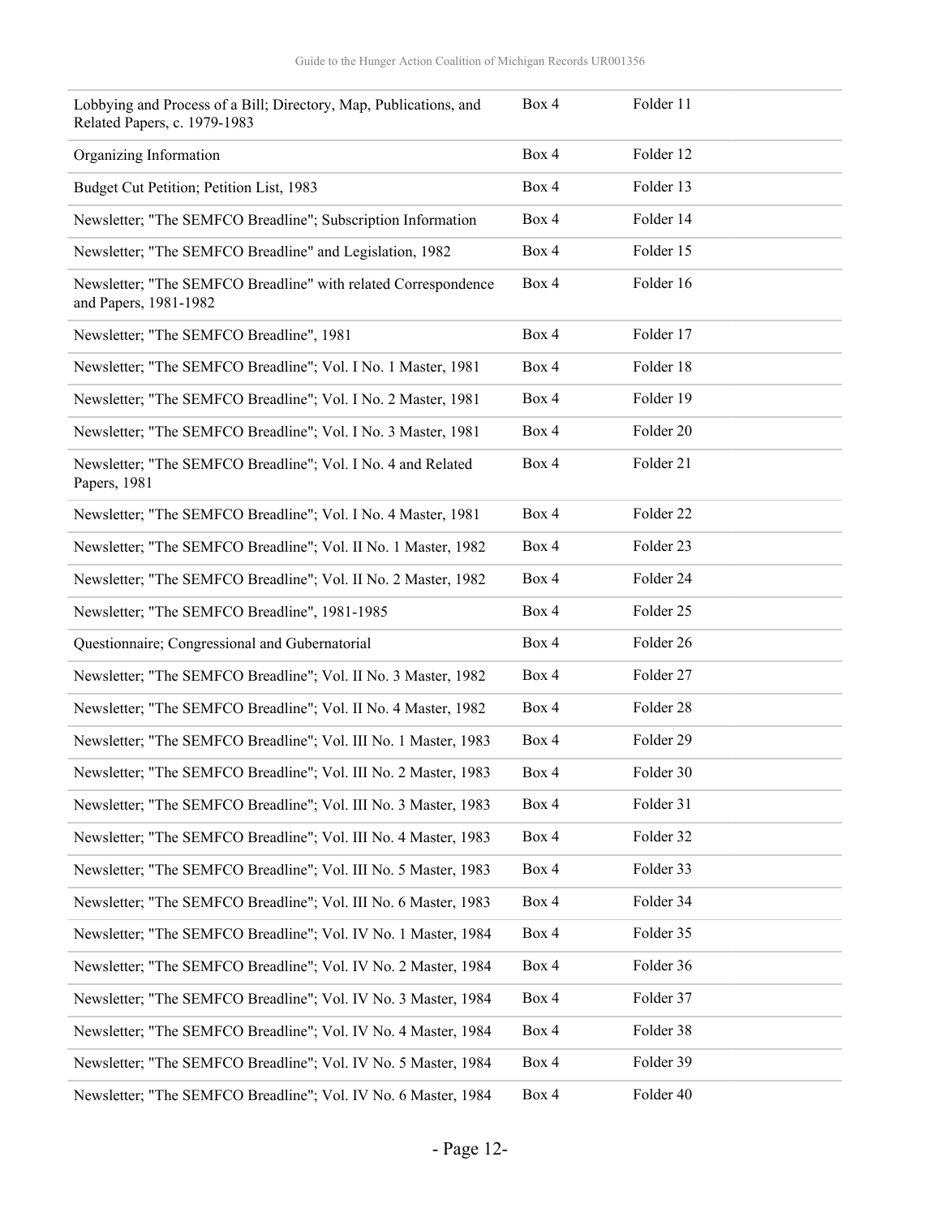| Lobbying and Process of a Bill; Directory, Map, Publications, and Related Papers, c. 1979-1983 | Box 4 | Folder 11 |
|---|---|---|
| Organizing Information | Box 4 | Folder 12 |
| Budget Cut Petition; Petition List, 1983 | Box 4 | Folder 13 |
| Newsletter; "The SEMFCO Breadline"; Subscription Information | Box 4 | Folder 14 |
| Newsletter; "The SEMFCO Breadline" and Legislation, 1982 | Box 4 | Folder 15 |
| Newsletter; "The SEMFCO Breadline" with related Correspondence and Papers, 1981-1982 | Box 4 | Folder 16 |
| Newsletter; "The SEMFCO Breadline", 1981 | Box 4 | Folder 17 |
| Newsletter; "The SEMFCO Breadline"; Vol. I No. 1 Master, 1981 | Box 4 | Folder 18 |
| Newsletter; "The SEMFCO Breadline"; Vol. I No. 2 Master, 1981 | Box 4 | Folder 19 |
| Newsletter; "The SEMFCO Breadline"; Vol. I No. 3 Master, 1981 | Box 4 | Folder 20 |
| Newsletter; "The SEMFCO Breadline"; Vol. I No. 4 and Related Papers, 1981 | Box 4 | Folder 21 |
| Newsletter; "The SEMFCO Breadline"; Vol. I No. 4 Master, 1981 | Box 4 | Folder 22 |
| Newsletter; "The SEMFCO Breadline"; Vol. II No. 1 Master, 1982 | Box 4 | Folder 23 |
| Newsletter; "The SEMFCO Breadline"; Vol. II No. 2 Master, 1982 | Box 4 | Folder 24 |
| Newsletter; "The SEMFCO Breadline", 1981-1985 | Box 4 | Folder 25 |
| Questionnaire; Congressional and Gubernatorial | Box 4 | Folder 26 |
| Newsletter; "The SEMFCO Breadline"; Vol. II No. 3 Master, 1982 | Box 4 | Folder 27 |
| Newsletter; "The SEMFCO Breadline"; Vol. II No. 4 Master, 1982 | Box 4 | Folder 28 |
| Newsletter; "The SEMFCO Breadline"; Vol. III No. 1 Master, 1983 | Box 4 | Folder 29 |
| Newsletter; "The SEMFCO Breadline"; Vol. III No. 2 Master, 1983 | Box 4 | Folder 30 |
| Newsletter; "The SEMFCO Breadline"; Vol. III No. 3 Master, 1983 | Box 4 | Folder 31 |
| Newsletter; "The SEMFCO Breadline"; Vol. III No. 4 Master, 1983 | Box 4 | Folder 32 |
| Newsletter; "The SEMFCO Breadline"; Vol. III No. 5 Master, 1983 | Box 4 | Folder 33 |
| Newsletter; "The SEMFCO Breadline"; Vol. III No. 6 Master, 1983 | Box 4 | Folder 34 |
| Newsletter; "The SEMFCO Breadline"; Vol. IV No. 1 Master, 1984 | Box 4 | Folder 35 |
| Newsletter; "The SEMFCO Breadline"; Vol. IV No. 2 Master, 1984 | Box 4 | Folder 36 |
| Newsletter; "The SEMFCO Breadline"; Vol. IV No. 3 Master, 1984 | Box 4 | Folder 37 |
| Newsletter; "The SEMFCO Breadline"; Vol. IV No. 4 Master, 1984 | Box 4 | Folder 38 |
| Newsletter; "The SEMFCO Breadline"; Vol. IV No. 5 Master, 1984 | Box 4 | Folder 39 |
| Newsletter; "The SEMFCO Breadline"; Vol. IV No. 6 Master, 1984 | Box 4 | Folder 40 |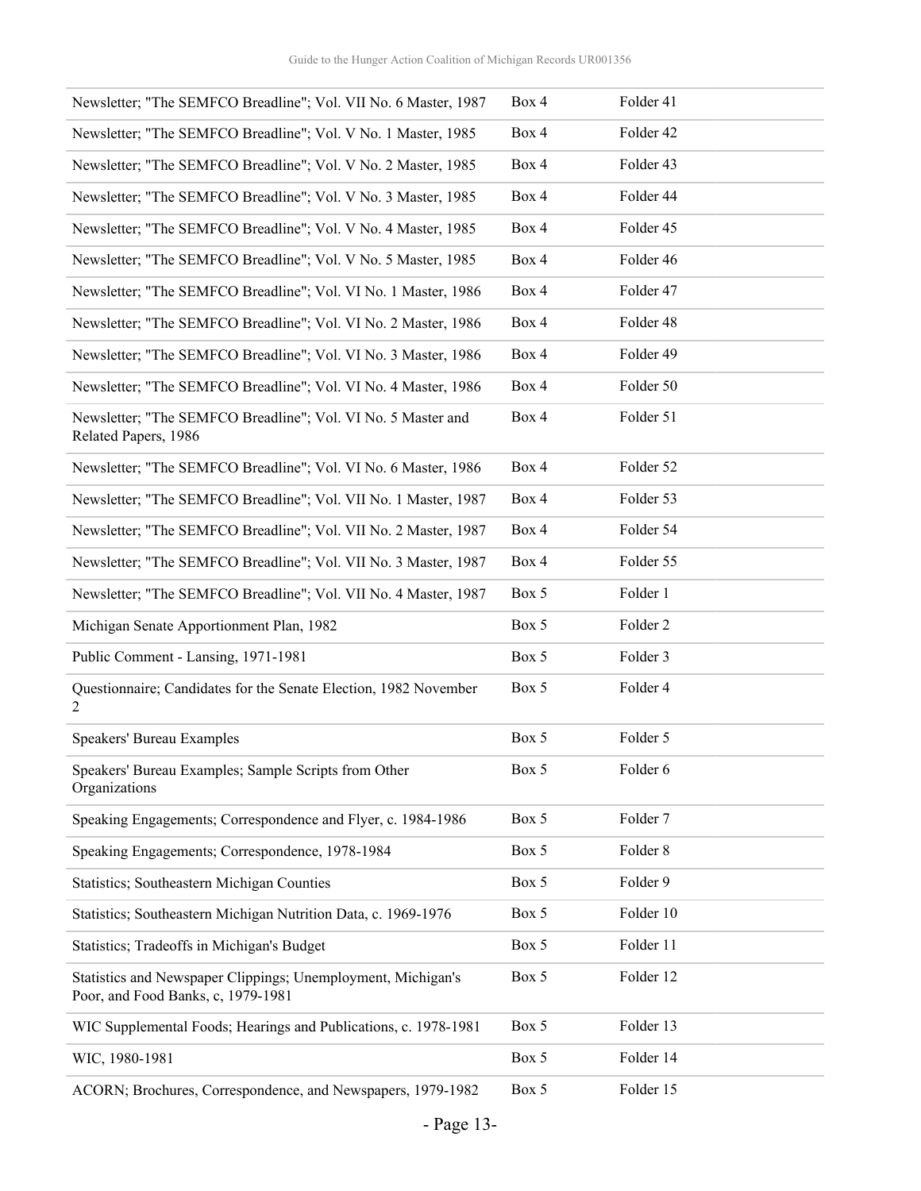| | | |
|---|---|---|
| Newsletter; "The SEMFCO Breadline"; Vol. VII No. 6 Master, 1987 | Box 4 | Folder 41 |
| Newsletter; "The SEMFCO Breadline"; Vol. V No. 1 Master, 1985 | Box 4 | Folder 42 |
| Newsletter; "The SEMFCO Breadline"; Vol. V No. 2 Master, 1985 | Box 4 | Folder 43 |
| Newsletter; "The SEMFCO Breadline"; Vol. V No. 3 Master, 1985 | Box 4 | Folder 44 |
| Newsletter; "The SEMFCO Breadline"; Vol. V No. 4 Master, 1985 | Box 4 | Folder 45 |
| Newsletter; "The SEMFCO Breadline"; Vol. V No. 5 Master, 1985 | Box 4 | Folder 46 |
| Newsletter; "The SEMFCO Breadline"; Vol. VI No. 1 Master, 1986 | Box 4 | Folder 47 |
| Newsletter; "The SEMFCO Breadline"; Vol. VI No. 2 Master, 1986 | Box 4 | Folder 48 |
| Newsletter; "The SEMFCO Breadline"; Vol. VI No. 3 Master, 1986 | Box 4 | Folder 49 |
| Newsletter; "The SEMFCO Breadline"; Vol. VI No. 4 Master, 1986 | Box 4 | Folder 50 |
| Newsletter; "The SEMFCO Breadline"; Vol. VI No. 5 Master and Related Papers, 1986 | Box 4 | Folder 51 |
| Newsletter; "The SEMFCO Breadline"; Vol. VI No. 6 Master, 1986 | Box 4 | Folder 52 |
| Newsletter; "The SEMFCO Breadline"; Vol. VII No. 1 Master, 1987 | Box 4 | Folder 53 |
| Newsletter; "The SEMFCO Breadline"; Vol. VII No. 2 Master, 1987 | Box 4 | Folder 54 |
| Newsletter; "The SEMFCO Breadline"; Vol. VII No. 3 Master, 1987 | Box 4 | Folder 55 |
| Newsletter; "The SEMFCO Breadline"; Vol. VII No. 4 Master, 1987 | Box 5 | Folder 1 |
| Michigan Senate Apportionment Plan, 1982 | Box 5 | Folder 2 |
| Public Comment - Lansing, 1971-1981 | Box 5 | Folder 3 |
| Questionnaire; Candidates for the Senate Election, 1982 November 2 | Box 5 | Folder 4 |
| Speakers' Bureau Examples | Box 5 | Folder 5 |
| Speakers' Bureau Examples; Sample Scripts from Other Organizations | Box 5 | Folder 6 |
| Speaking Engagements; Correspondence and Flyer, c. 1984-1986 | Box 5 | Folder 7 |
| Speaking Engagements; Correspondence, 1978-1984 | Box 5 | Folder 8 |
| Statistics; Southeastern Michigan Counties | Box 5 | Folder 9 |
| Statistics; Southeastern Michigan Nutrition Data, c. 1969-1976 | Box 5 | Folder 10 |
| Statistics; Tradeoffs in Michigan's Budget | Box 5 | Folder 11 |
| Statistics and Newspaper Clippings; Unemployment, Michigan's Poor, and Food Banks, c, 1979-1981 | Box 5 | Folder 12 |
| WIC Supplemental Foods; Hearings and Publications, c. 1978-1981 | Box 5 | Folder 13 |
| WIC, 1980-1981 | Box 5 | Folder 14 |
| ACORN; Brochures, Correspondence, and Newspapers, 1979-1982 | Box 5 | Folder 15 |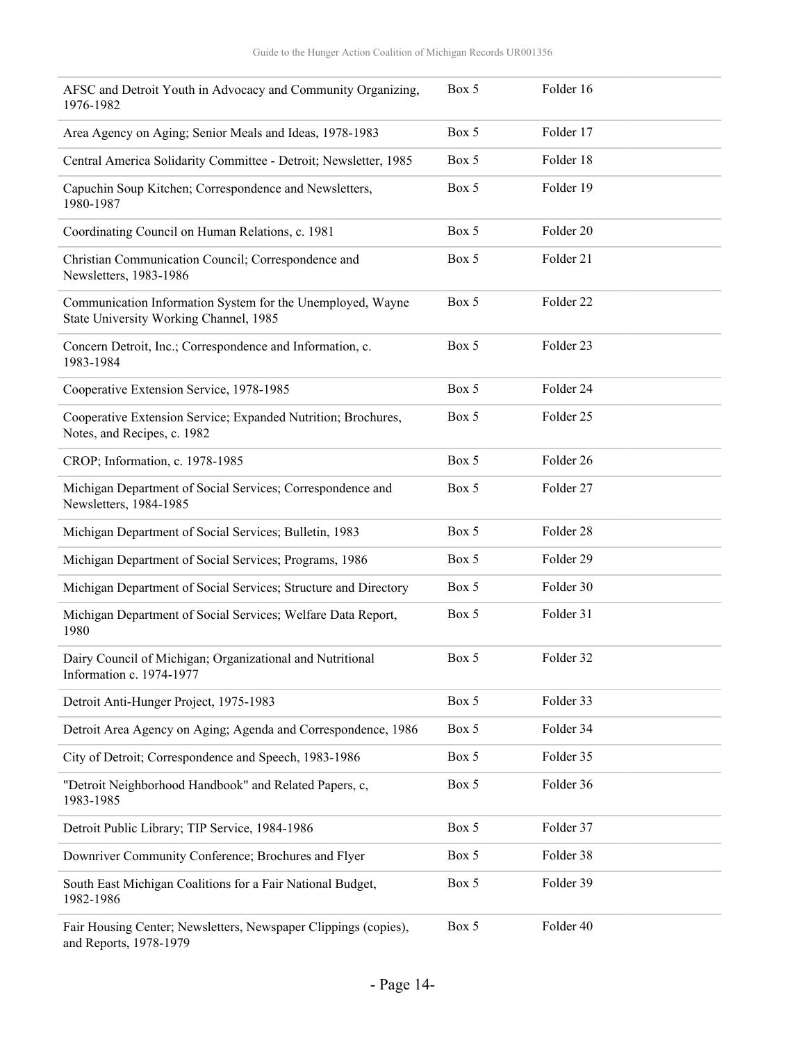| | | |
|---|---|---|
| AFSC and Detroit Youth in Advocacy and Community Organizing, 1976-1982 | Box 5 | Folder 16 |
| Area Agency on Aging; Senior Meals and Ideas, 1978-1983 | Box 5 | Folder 17 |
| Central America Solidarity Committee - Detroit; Newsletter, 1985 | Box 5 | Folder 18 |
| Capuchin Soup Kitchen; Correspondence and Newsletters, 1980-1987 | Box 5 | Folder 19 |
| Coordinating Council on Human Relations, c. 1981 | Box 5 | Folder 20 |
| Christian Communication Council; Correspondence and Newsletters, 1983-1986 | Box 5 | Folder 21 |
| Communication Information System for the Unemployed, Wayne State University Working Channel, 1985 | Box 5 | Folder 22 |
| Concern Detroit, Inc.; Correspondence and Information, c. 1983-1984 | Box 5 | Folder 23 |
| Cooperative Extension Service, 1978-1985 | Box 5 | Folder 24 |
| Cooperative Extension Service; Expanded Nutrition; Brochures, Notes, and Recipes, c. 1982 | Box 5 | Folder 25 |
| CROP; Information, c. 1978-1985 | Box 5 | Folder 26 |
| Michigan Department of Social Services; Correspondence and Newsletters, 1984-1985 | Box 5 | Folder 27 |
| Michigan Department of Social Services; Bulletin, 1983 | Box 5 | Folder 28 |
| Michigan Department of Social Services; Programs, 1986 | Box 5 | Folder 29 |
| Michigan Department of Social Services; Structure and Directory | Box 5 | Folder 30 |
| Michigan Department of Social Services; Welfare Data Report, 1980 | Box 5 | Folder 31 |
| Dairy Council of Michigan; Organizational and Nutritional Information c. 1974-1977 | Box 5 | Folder 32 |
| Detroit Anti-Hunger Project, 1975-1983 | Box 5 | Folder 33 |
| Detroit Area Agency on Aging; Agenda and Correspondence, 1986 | Box 5 | Folder 34 |
| City of Detroit; Correspondence and Speech, 1983-1986 | Box 5 | Folder 35 |
| "Detroit Neighborhood Handbook" and Related Papers, c, 1983-1985 | Box 5 | Folder 36 |
| Detroit Public Library; TIP Service, 1984-1986 | Box 5 | Folder 37 |
| Downriver Community Conference; Brochures and Flyer | Box 5 | Folder 38 |
| South East Michigan Coalitions for a Fair National Budget, 1982-1986 | Box 5 | Folder 39 |
| Fair Housing Center; Newsletters, Newspaper Clippings (copies), and Reports, 1978-1979 | Box 5 | Folder 40 |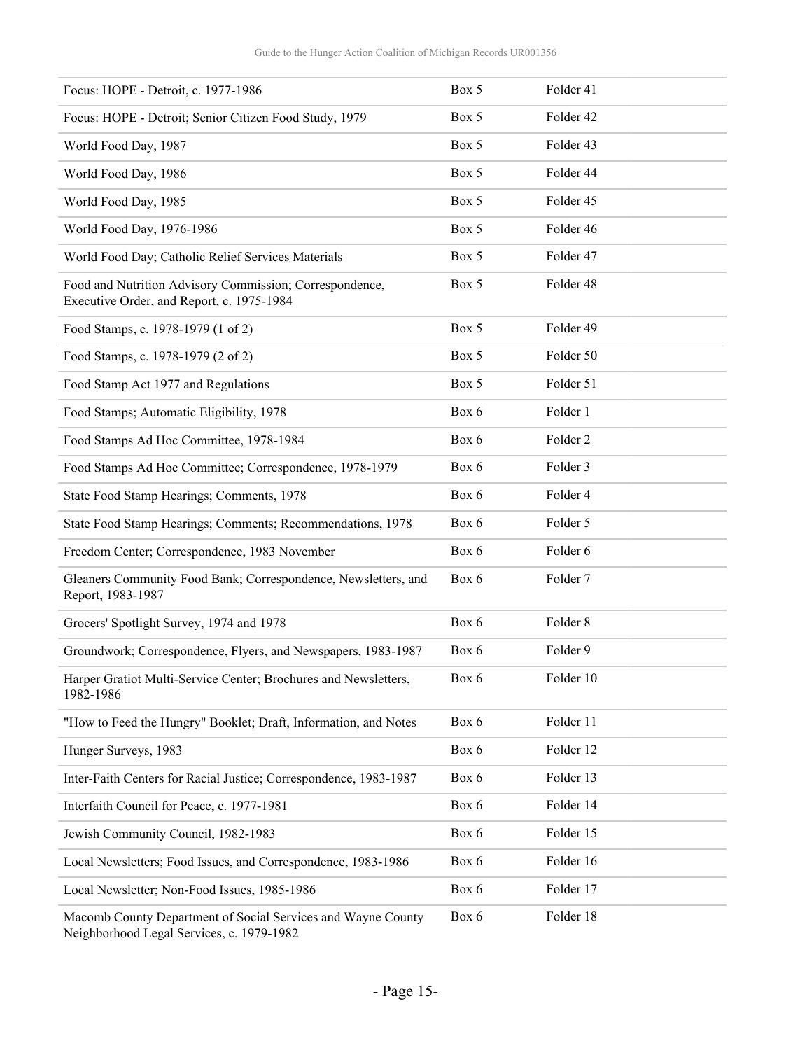| | | |
|---|---|---|
| Focus: HOPE - Detroit, c. 1977-1986 | Box 5 | Folder 41 |
| Focus: HOPE - Detroit; Senior Citizen Food Study, 1979 | Box 5 | Folder 42 |
| World Food Day, 1987 | Box 5 | Folder 43 |
| World Food Day, 1986 | Box 5 | Folder 44 |
| World Food Day, 1985 | Box 5 | Folder 45 |
| World Food Day, 1976-1986 | Box 5 | Folder 46 |
| World Food Day; Catholic Relief Services Materials | Box 5 | Folder 47 |
| Food and Nutrition Advisory Commission; Correspondence, Executive Order, and Report, c. 1975-1984 | Box 5 | Folder 48 |
| Food Stamps, c. 1978-1979 (1 of 2) | Box 5 | Folder 49 |
| Food Stamps, c. 1978-1979 (2 of 2) | Box 5 | Folder 50 |
| Food Stamp Act 1977 and Regulations | Box 5 | Folder 51 |
| Food Stamps; Automatic Eligibility, 1978 | Box 6 | Folder 1 |
| Food Stamps Ad Hoc Committee, 1978-1984 | Box 6 | Folder 2 |
| Food Stamps Ad Hoc Committee; Correspondence, 1978-1979 | Box 6 | Folder 3 |
| State Food Stamp Hearings; Comments, 1978 | Box 6 | Folder 4 |
| State Food Stamp Hearings; Comments; Recommendations, 1978 | Box 6 | Folder 5 |
| Freedom Center; Correspondence, 1983 November | Box 6 | Folder 6 |
| Gleaners Community Food Bank; Correspondence, Newsletters, and Report, 1983-1987 | Box 6 | Folder 7 |
| Grocers' Spotlight Survey, 1974 and 1978 | Box 6 | Folder 8 |
| Groundwork; Correspondence, Flyers, and Newspapers, 1983-1987 | Box 6 | Folder 9 |
| Harper Gratiot Multi-Service Center; Brochures and Newsletters, 1982-1986 | Box 6 | Folder 10 |
| "How to Feed the Hungry" Booklet; Draft, Information, and Notes | Box 6 | Folder 11 |
| Hunger Surveys, 1983 | Box 6 | Folder 12 |
| Inter-Faith Centers for Racial Justice; Correspondence, 1983-1987 | Box 6 | Folder 13 |
| Interfaith Council for Peace, c. 1977-1981 | Box 6 | Folder 14 |
| Jewish Community Council, 1982-1983 | Box 6 | Folder 15 |
| Local Newsletters; Food Issues, and Correspondence, 1983-1986 | Box 6 | Folder 16 |
| Local Newsletter; Non-Food Issues, 1985-1986 | Box 6 | Folder 17 |
| Macomb County Department of Social Services and Wayne County Neighborhood Legal Services, c. 1979-1982 | Box 6 | Folder 18 |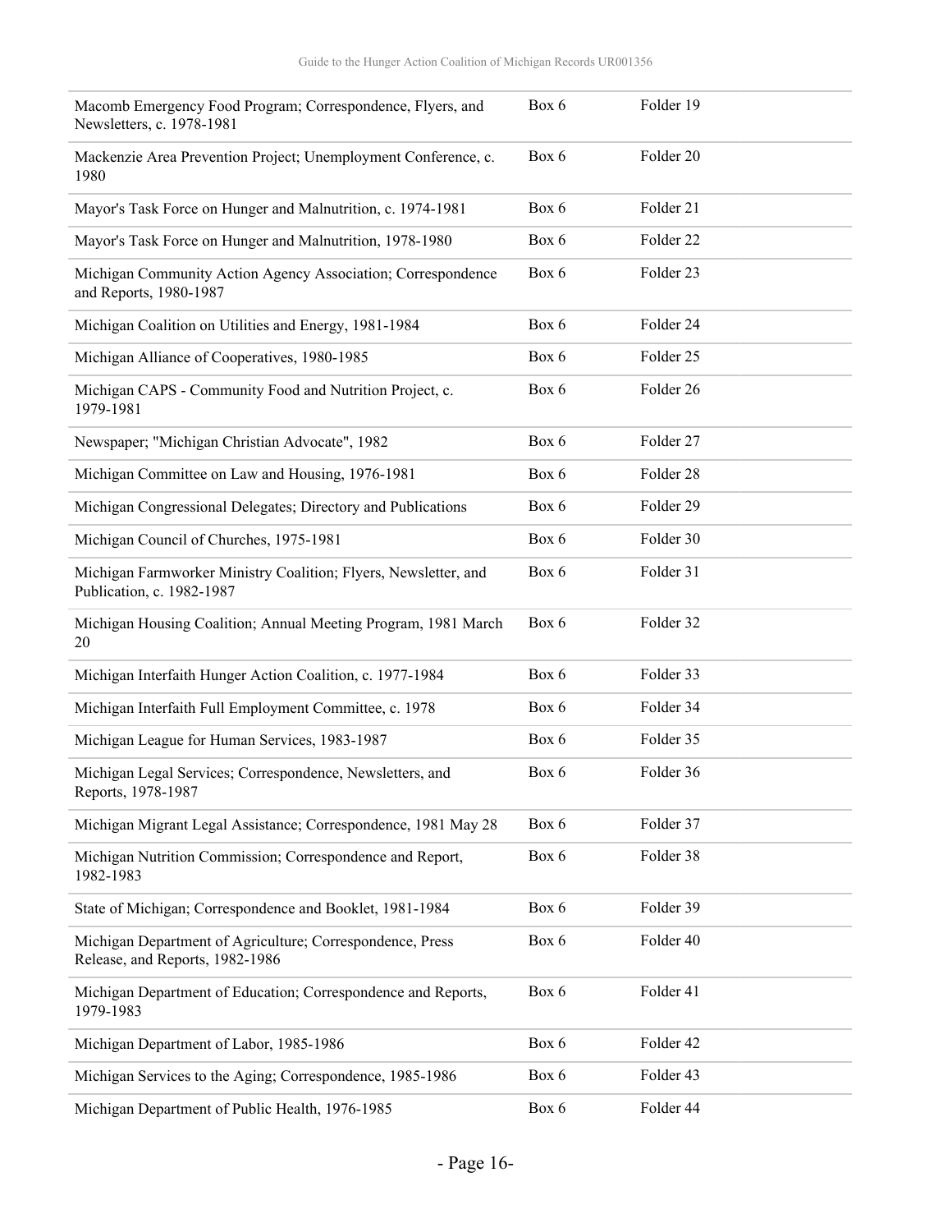| | | |
|---|---|---|
| Macomb Emergency Food Program; Correspondence, Flyers, and Newsletters, c. 1978-1981 | Box 6 | Folder 19 |
| Mackenzie Area Prevention Project; Unemployment Conference, c. 1980 | Box 6 | Folder 20 |
| Mayor's Task Force on Hunger and Malnutrition, c. 1974-1981 | Box 6 | Folder 21 |
| Mayor's Task Force on Hunger and Malnutrition, 1978-1980 | Box 6 | Folder 22 |
| Michigan Community Action Agency Association; Correspondence and Reports, 1980-1987 | Box 6 | Folder 23 |
| Michigan Coalition on Utilities and Energy, 1981-1984 | Box 6 | Folder 24 |
| Michigan Alliance of Cooperatives, 1980-1985 | Box 6 | Folder 25 |
| Michigan CAPS - Community Food and Nutrition Project, c. 1979-1981 | Box 6 | Folder 26 |
| Newspaper; "Michigan Christian Advocate", 1982 | Box 6 | Folder 27 |
| Michigan Committee on Law and Housing, 1976-1981 | Box 6 | Folder 28 |
| Michigan Congressional Delegates; Directory and Publications | Box 6 | Folder 29 |
| Michigan Council of Churches, 1975-1981 | Box 6 | Folder 30 |
| Michigan Farmworker Ministry Coalition; Flyers, Newsletter, and Publication, c. 1982-1987 | Box 6 | Folder 31 |
| Michigan Housing Coalition; Annual Meeting Program, 1981 March 20 | Box 6 | Folder 32 |
| Michigan Interfaith Hunger Action Coalition, c. 1977-1984 | Box 6 | Folder 33 |
| Michigan Interfaith Full Employment Committee, c. 1978 | Box 6 | Folder 34 |
| Michigan League for Human Services, 1983-1987 | Box 6 | Folder 35 |
| Michigan Legal Services; Correspondence, Newsletters, and Reports, 1978-1987 | Box 6 | Folder 36 |
| Michigan Migrant Legal Assistance; Correspondence, 1981 May 28 | Box 6 | Folder 37 |
| Michigan Nutrition Commission; Correspondence and Report, 1982-1983 | Box 6 | Folder 38 |
| State of Michigan; Correspondence and Booklet, 1981-1984 | Box 6 | Folder 39 |
| Michigan Department of Agriculture; Correspondence, Press Release, and Reports, 1982-1986 | Box 6 | Folder 40 |
| Michigan Department of Education; Correspondence and Reports, 1979-1983 | Box 6 | Folder 41 |
| Michigan Department of Labor, 1985-1986 | Box 6 | Folder 42 |
| Michigan Services to the Aging; Correspondence, 1985-1986 | Box 6 | Folder 43 |
| Michigan Department of Public Health, 1976-1985 | Box 6 | Folder 44 |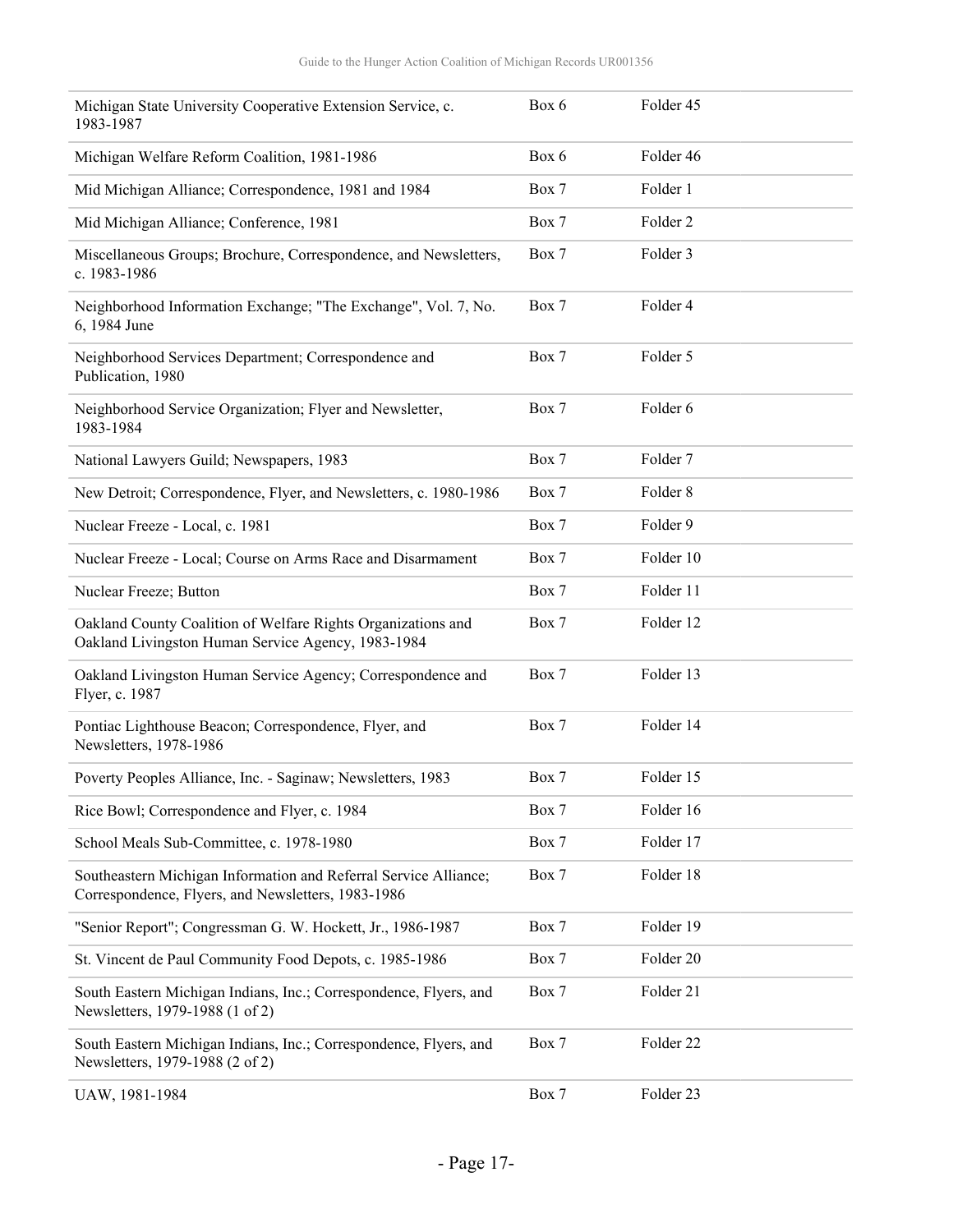| | | |
|---|---|---|
| Michigan State University Cooperative Extension Service, c. 1983-1987 | Box 6 | Folder 45 |
| Michigan Welfare Reform Coalition, 1981-1986 | Box 6 | Folder 46 |
| Mid Michigan Alliance; Correspondence, 1981 and 1984 | Box 7 | Folder 1 |
| Mid Michigan Alliance; Conference, 1981 | Box 7 | Folder 2 |
| Miscellaneous Groups; Brochure, Correspondence, and Newsletters, c. 1983-1986 | Box 7 | Folder 3 |
| Neighborhood Information Exchange; "The Exchange", Vol. 7, No. 6, 1984 June | Box 7 | Folder 4 |
| Neighborhood Services Department; Correspondence and Publication, 1980 | Box 7 | Folder 5 |
| Neighborhood Service Organization; Flyer and Newsletter, 1983-1984 | Box 7 | Folder 6 |
| National Lawyers Guild; Newspapers, 1983 | Box 7 | Folder 7 |
| New Detroit; Correspondence, Flyer, and Newsletters, c. 1980-1986 | Box 7 | Folder 8 |
| Nuclear Freeze - Local, c. 1981 | Box 7 | Folder 9 |
| Nuclear Freeze - Local; Course on Arms Race and Disarmament | Box 7 | Folder 10 |
| Nuclear Freeze; Button | Box 7 | Folder 11 |
| Oakland County Coalition of Welfare Rights Organizations and Oakland Livingston Human Service Agency, 1983-1984 | Box 7 | Folder 12 |
| Oakland Livingston Human Service Agency; Correspondence and Flyer, c. 1987 | Box 7 | Folder 13 |
| Pontiac Lighthouse Beacon; Correspondence, Flyer, and Newsletters, 1978-1986 | Box 7 | Folder 14 |
| Poverty Peoples Alliance, Inc. - Saginaw; Newsletters, 1983 | Box 7 | Folder 15 |
| Rice Bowl; Correspondence and Flyer, c. 1984 | Box 7 | Folder 16 |
| School Meals Sub-Committee, c. 1978-1980 | Box 7 | Folder 17 |
| Southeastern Michigan Information and Referral Service Alliance; Correspondence, Flyers, and Newsletters, 1983-1986 | Box 7 | Folder 18 |
| "Senior Report"; Congressman G. W. Hockett, Jr., 1986-1987 | Box 7 | Folder 19 |
| St. Vincent de Paul Community Food Depots, c. 1985-1986 | Box 7 | Folder 20 |
| South Eastern Michigan Indians, Inc.; Correspondence, Flyers, and Newsletters, 1979-1988 (1 of 2) | Box 7 | Folder 21 |
| South Eastern Michigan Indians, Inc.; Correspondence, Flyers, and Newsletters, 1979-1988 (2 of 2) | Box 7 | Folder 22 |
| UAW, 1981-1984 | Box 7 | Folder 23 |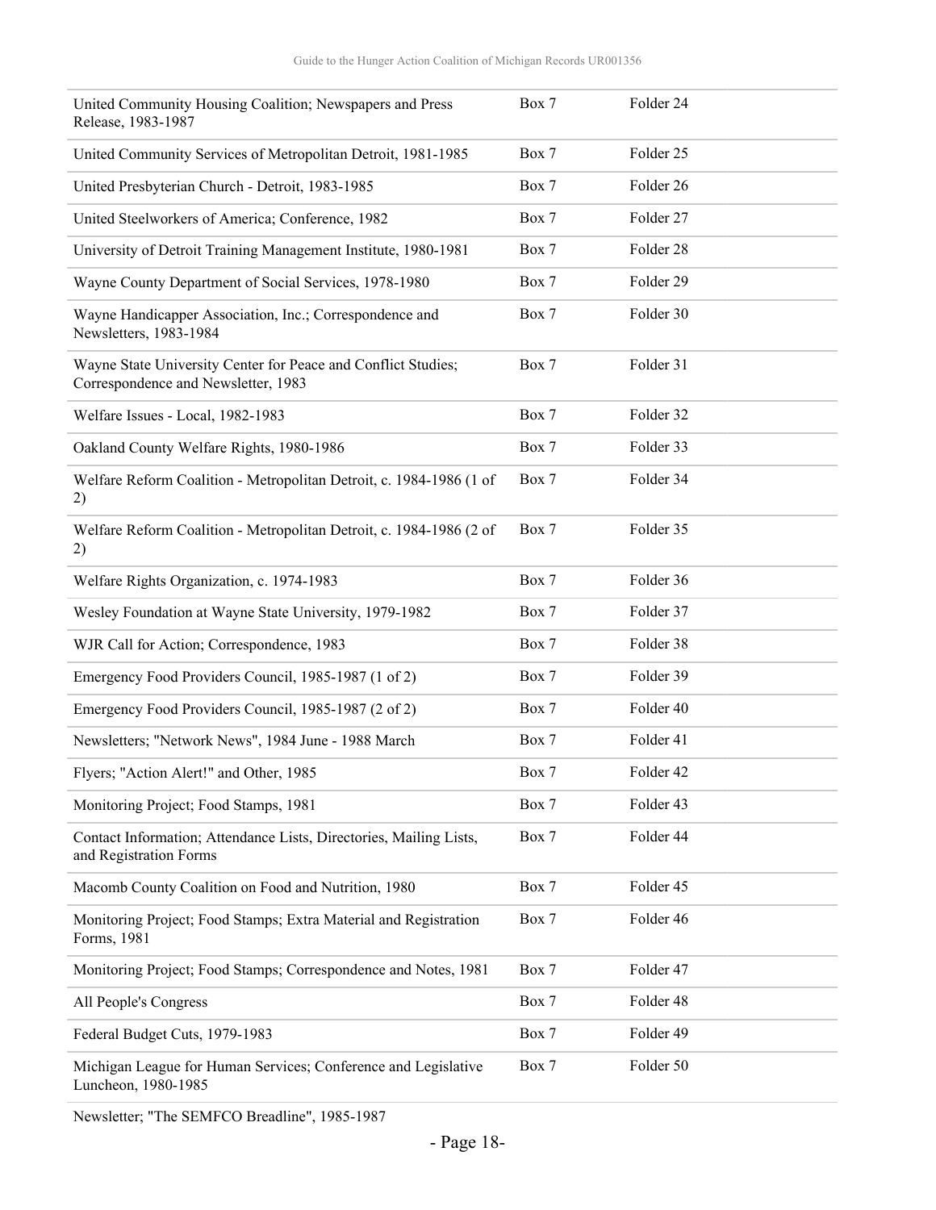| | | |
|---|---|---|
| United Community Housing Coalition; Newspapers and Press Release, 1983-1987 | Box 7 | Folder 24 |
| United Community Services of Metropolitan Detroit, 1981-1985 | Box 7 | Folder 25 |
| United Presbyterian Church - Detroit, 1983-1985 | Box 7 | Folder 26 |
| United Steelworkers of America; Conference, 1982 | Box 7 | Folder 27 |
| University of Detroit Training Management Institute, 1980-1981 | Box 7 | Folder 28 |
| Wayne County Department of Social Services, 1978-1980 | Box 7 | Folder 29 |
| Wayne Handicapper Association, Inc.; Correspondence and Newsletters, 1983-1984 | Box 7 | Folder 30 |
| Wayne State University Center for Peace and Conflict Studies; Correspondence and Newsletter, 1983 | Box 7 | Folder 31 |
| Welfare Issues - Local, 1982-1983 | Box 7 | Folder 32 |
| Oakland County Welfare Rights, 1980-1986 | Box 7 | Folder 33 |
| Welfare Reform Coalition - Metropolitan Detroit, c. 1984-1986 (1 of 2) | Box 7 | Folder 34 |
| Welfare Reform Coalition - Metropolitan Detroit, c. 1984-1986 (2 of 2) | Box 7 | Folder 35 |
| Welfare Rights Organization, c. 1974-1983 | Box 7 | Folder 36 |
| Wesley Foundation at Wayne State University, 1979-1982 | Box 7 | Folder 37 |
| WJR Call for Action; Correspondence, 1983 | Box 7 | Folder 38 |
| Emergency Food Providers Council, 1985-1987 (1 of 2) | Box 7 | Folder 39 |
| Emergency Food Providers Council, 1985-1987 (2 of 2) | Box 7 | Folder 40 |
| Newsletters; "Network News", 1984 June - 1988 March | Box 7 | Folder 41 |
| Flyers; "Action Alert!" and Other, 1985 | Box 7 | Folder 42 |
| Monitoring Project; Food Stamps, 1981 | Box 7 | Folder 43 |
| Contact Information; Attendance Lists, Directories, Mailing Lists, and Registration Forms | Box 7 | Folder 44 |
| Macomb County Coalition on Food and Nutrition, 1980 | Box 7 | Folder 45 |
| Monitoring Project; Food Stamps; Extra Material and Registration Forms, 1981 | Box 7 | Folder 46 |
| Monitoring Project; Food Stamps; Correspondence and Notes, 1981 | Box 7 | Folder 47 |
| All People's Congress | Box 7 | Folder 48 |
| Federal Budget Cuts, 1979-1983 | Box 7 | Folder 49 |
| Michigan League for Human Services; Conference and Legislative Luncheon, 1980-1985 | Box 7 | Folder 50 |
| Newsletter; "The SEMFCO Breadline", 1985-1987 | | |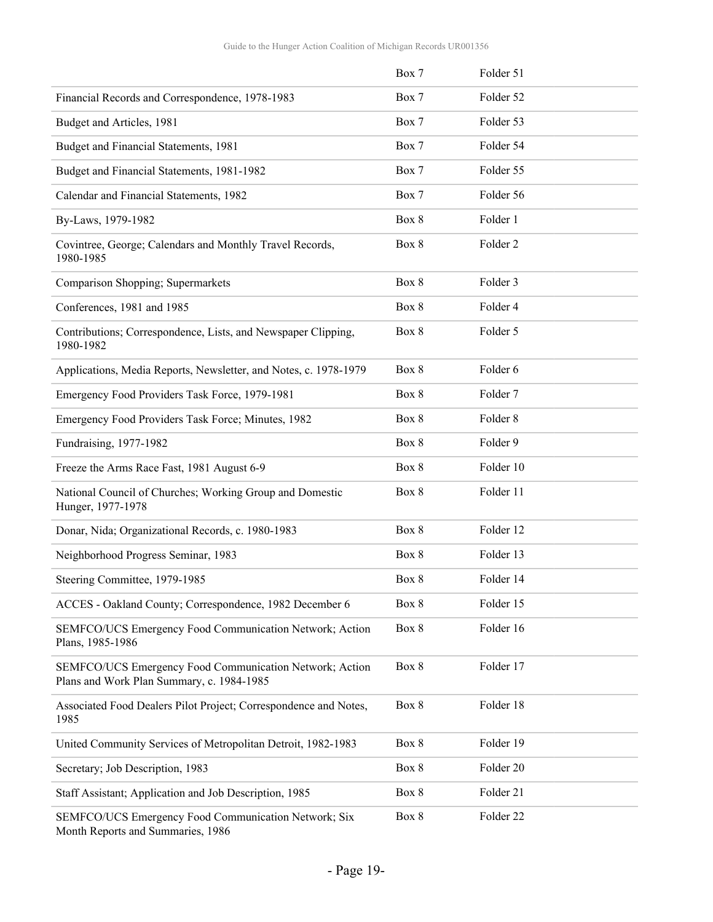| | | |
|---|---|---|
| | Box 7 | Folder 51 |
| Financial Records and Correspondence, 1978-1983 | Box 7 | Folder 52 |
| Budget and Articles, 1981 | Box 7 | Folder 53 |
| Budget and Financial Statements, 1981 | Box 7 | Folder 54 |
| Budget and Financial Statements, 1981-1982 | Box 7 | Folder 55 |
| Calendar and Financial Statements, 1982 | Box 7 | Folder 56 |
| By-Laws, 1979-1982 | Box 8 | Folder 1 |
| Covintree, George; Calendars and Monthly Travel Records, 1980-1985 | Box 8 | Folder 2 |
| Comparison Shopping; Supermarkets | Box 8 | Folder 3 |
| Conferences, 1981 and 1985 | Box 8 | Folder 4 |
| Contributions; Correspondence, Lists, and Newspaper Clipping, 1980-1982 | Box 8 | Folder 5 |
| Applications, Media Reports, Newsletter, and Notes, c. 1978-1979 | Box 8 | Folder 6 |
| Emergency Food Providers Task Force, 1979-1981 | Box 8 | Folder 7 |
| Emergency Food Providers Task Force; Minutes, 1982 | Box 8 | Folder 8 |
| Fundraising, 1977-1982 | Box 8 | Folder 9 |
| Freeze the Arms Race Fast, 1981 August 6-9 | Box 8 | Folder 10 |
| National Council of Churches; Working Group and Domestic Hunger, 1977-1978 | Box 8 | Folder 11 |
| Donar, Nida; Organizational Records, c. 1980-1983 | Box 8 | Folder 12 |
| Neighborhood Progress Seminar, 1983 | Box 8 | Folder 13 |
| Steering Committee, 1979-1985 | Box 8 | Folder 14 |
| ACCES - Oakland County; Correspondence, 1982 December 6 | Box 8 | Folder 15 |
| SEMFCO/UCS Emergency Food Communication Network; Action Plans, 1985-1986 | Box 8 | Folder 16 |
| SEMFCO/UCS Emergency Food Communication Network; Action Plans and Work Plan Summary, c. 1984-1985 | Box 8 | Folder 17 |
| Associated Food Dealers Pilot Project; Correspondence and Notes, 1985 | Box 8 | Folder 18 |
| United Community Services of Metropolitan Detroit, 1982-1983 | Box 8 | Folder 19 |
| Secretary; Job Description, 1983 | Box 8 | Folder 20 |
| Staff Assistant; Application and Job Description, 1985 | Box 8 | Folder 21 |
| SEMFCO/UCS Emergency Food Communication Network; Six Month Reports and Summaries, 1986 | Box 8 | Folder 22 |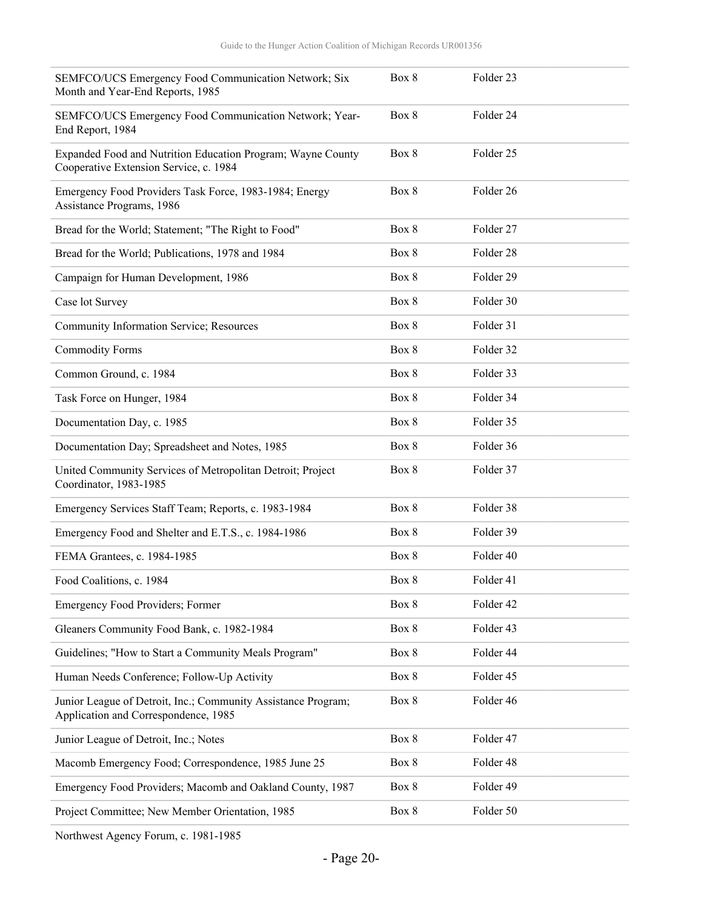| | | |
|---|---|---|
| SEMFCO/UCS Emergency Food Communication Network; Six Month and Year-End Reports, 1985 | Box 8 | Folder 23 |
| SEMFCO/UCS Emergency Food Communication Network; Year-End Report, 1984 | Box 8 | Folder 24 |
| Expanded Food and Nutrition Education Program; Wayne County Cooperative Extension Service, c. 1984 | Box 8 | Folder 25 |
| Emergency Food Providers Task Force, 1983-1984; Energy Assistance Programs, 1986 | Box 8 | Folder 26 |
| Bread for the World; Statement; "The Right to Food" | Box 8 | Folder 27 |
| Bread for the World; Publications, 1978 and 1984 | Box 8 | Folder 28 |
| Campaign for Human Development, 1986 | Box 8 | Folder 29 |
| Case lot Survey | Box 8 | Folder 30 |
| Community Information Service; Resources | Box 8 | Folder 31 |
| Commodity Forms | Box 8 | Folder 32 |
| Common Ground, c. 1984 | Box 8 | Folder 33 |
| Task Force on Hunger, 1984 | Box 8 | Folder 34 |
| Documentation Day, c. 1985 | Box 8 | Folder 35 |
| Documentation Day; Spreadsheet and Notes, 1985 | Box 8 | Folder 36 |
| United Community Services of Metropolitan Detroit; Project Coordinator, 1983-1985 | Box 8 | Folder 37 |
| Emergency Services Staff Team; Reports, c. 1983-1984 | Box 8 | Folder 38 |
| Emergency Food and Shelter and E.T.S., c. 1984-1986 | Box 8 | Folder 39 |
| FEMA Grantees, c. 1984-1985 | Box 8 | Folder 40 |
| Food Coalitions, c. 1984 | Box 8 | Folder 41 |
| Emergency Food Providers; Former | Box 8 | Folder 42 |
| Gleaners Community Food Bank, c. 1982-1984 | Box 8 | Folder 43 |
| Guidelines; "How to Start a Community Meals Program" | Box 8 | Folder 44 |
| Human Needs Conference; Follow-Up Activity | Box 8 | Folder 45 |
| Junior League of Detroit, Inc.; Community Assistance Program; Application and Correspondence, 1985 | Box 8 | Folder 46 |
| Junior League of Detroit, Inc.; Notes | Box 8 | Folder 47 |
| Macomb Emergency Food; Correspondence, 1985 June 25 | Box 8 | Folder 48 |
| Emergency Food Providers; Macomb and Oakland County, 1987 | Box 8 | Folder 49 |
| Project Committee; New Member Orientation, 1985 | Box 8 | Folder 50 |

Northwest Agency Forum, c. 1981-1985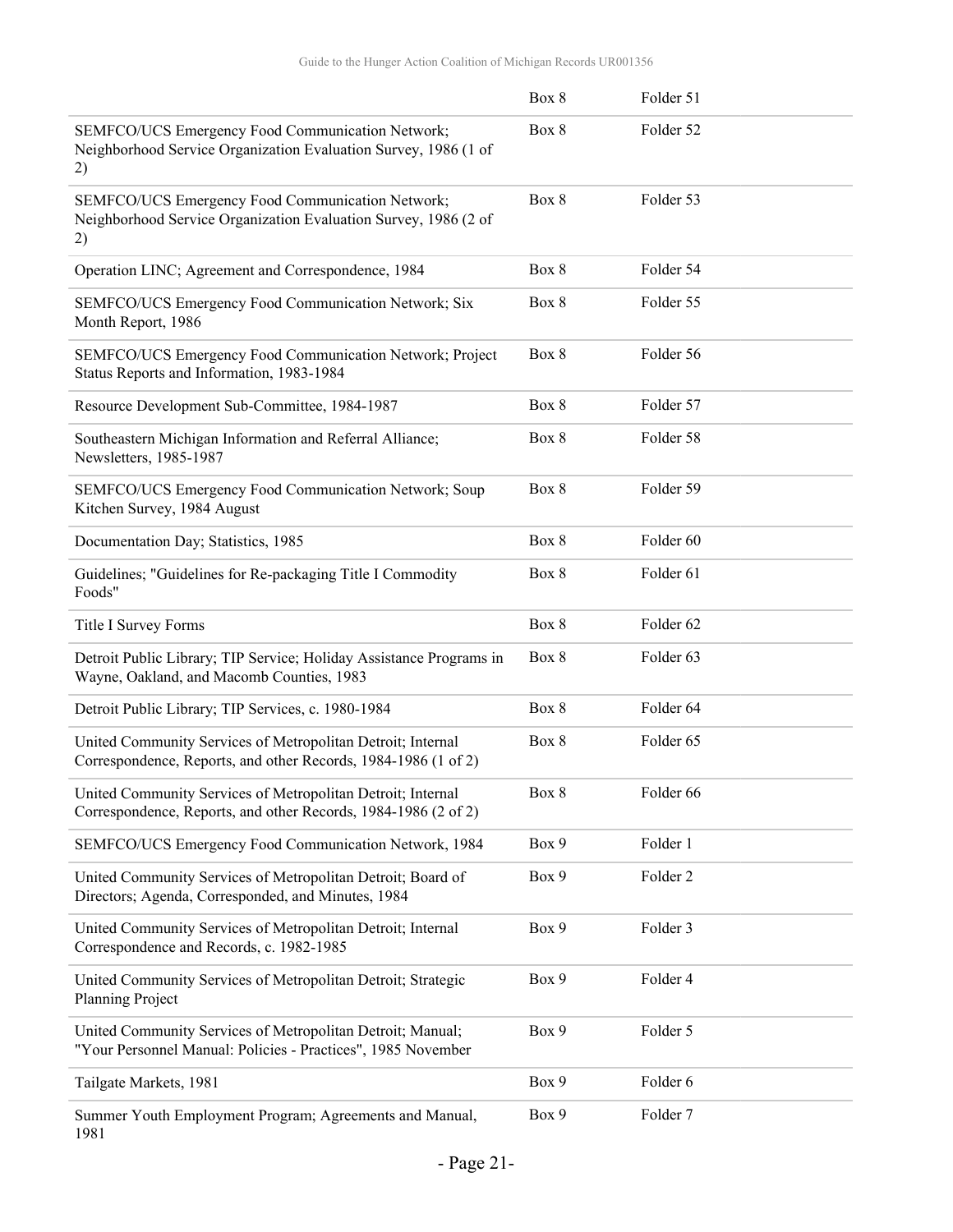| | | |
|---|---|---|
| | Box 8 | Folder 51 |
| SEMFCO/UCS Emergency Food Communication Network; Neighborhood Service Organization Evaluation Survey, 1986 (1 of 2) | Box 8 | Folder 52 |
| SEMFCO/UCS Emergency Food Communication Network; Neighborhood Service Organization Evaluation Survey, 1986 (2 of 2) | Box 8 | Folder 53 |
| Operation LINC; Agreement and Correspondence, 1984 | Box 8 | Folder 54 |
| SEMFCO/UCS Emergency Food Communication Network; Six Month Report, 1986 | Box 8 | Folder 55 |
| SEMFCO/UCS Emergency Food Communication Network; Project Status Reports and Information, 1983-1984 | Box 8 | Folder 56 |
| Resource Development Sub-Committee, 1984-1987 | Box 8 | Folder 57 |
| Southeastern Michigan Information and Referral Alliance; Newsletters, 1985-1987 | Box 8 | Folder 58 |
| SEMFCO/UCS Emergency Food Communication Network; Soup Kitchen Survey, 1984 August | Box 8 | Folder 59 |
| Documentation Day; Statistics, 1985 | Box 8 | Folder 60 |
| Guidelines; "Guidelines for Re-packaging Title I Commodity Foods" | Box 8 | Folder 61 |
| Title I Survey Forms | Box 8 | Folder 62 |
| Detroit Public Library; TIP Service; Holiday Assistance Programs in Wayne, Oakland, and Macomb Counties, 1983 | Box 8 | Folder 63 |
| Detroit Public Library; TIP Services, c. 1980-1984 | Box 8 | Folder 64 |
| United Community Services of Metropolitan Detroit; Internal Correspondence, Reports, and other Records, 1984-1986 (1 of 2) | Box 8 | Folder 65 |
| United Community Services of Metropolitan Detroit; Internal Correspondence, Reports, and other Records, 1984-1986 (2 of 2) | Box 8 | Folder 66 |
| SEMFCO/UCS Emergency Food Communication Network, 1984 | Box 9 | Folder 1 |
| United Community Services of Metropolitan Detroit; Board of Directors; Agenda, Corresponded, and Minutes, 1984 | Box 9 | Folder 2 |
| United Community Services of Metropolitan Detroit; Internal Correspondence and Records, c. 1982-1985 | Box 9 | Folder 3 |
| United Community Services of Metropolitan Detroit; Strategic Planning Project | Box 9 | Folder 4 |
| United Community Services of Metropolitan Detroit; Manual; "Your Personnel Manual: Policies - Practices", 1985 November | Box 9 | Folder 5 |
| Tailgate Markets, 1981 | Box 9 | Folder 6 |
| Summer Youth Employment Program; Agreements and Manual, 1981 | Box 9 | Folder 7 |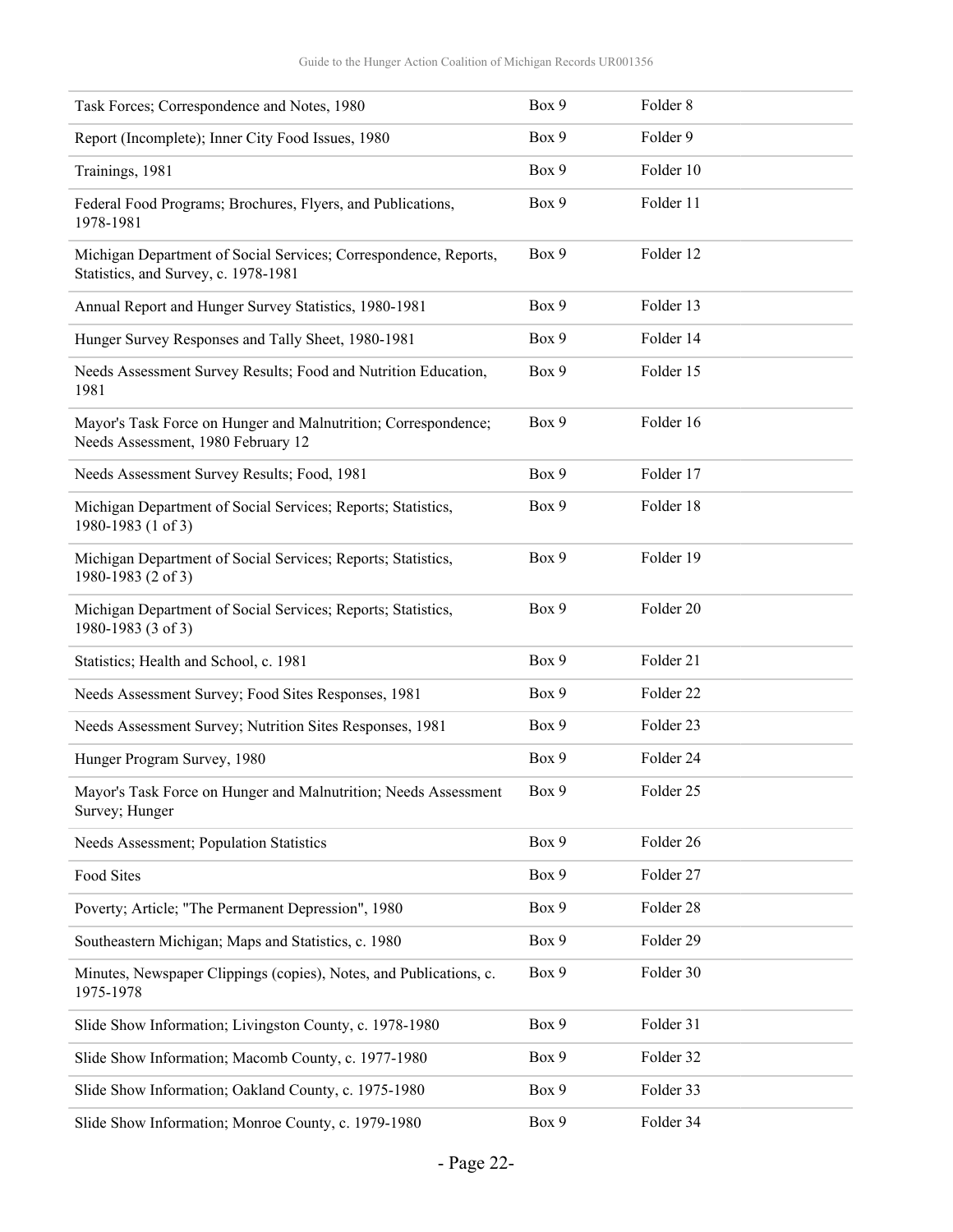| Task Forces; Correspondence and Notes, 1980 | Box 9 | Folder 8 |
|---|---|---|
| Report (Incomplete); Inner City Food Issues, 1980 | Box 9 | Folder 9 |
| Trainings, 1981 | Box 9 | Folder 10 |
| Federal Food Programs; Brochures, Flyers, and Publications, 1978-1981 | Box 9 | Folder 11 |
| Michigan Department of Social Services; Correspondence, Reports, Statistics, and Survey, c. 1978-1981 | Box 9 | Folder 12 |
| Annual Report and Hunger Survey Statistics, 1980-1981 | Box 9 | Folder 13 |
| Hunger Survey Responses and Tally Sheet, 1980-1981 | Box 9 | Folder 14 |
| Needs Assessment Survey Results; Food and Nutrition Education, 1981 | Box 9 | Folder 15 |
| Mayor's Task Force on Hunger and Malnutrition; Correspondence; Needs Assessment, 1980 February 12 | Box 9 | Folder 16 |
| Needs Assessment Survey Results; Food, 1981 | Box 9 | Folder 17 |
| Michigan Department of Social Services; Reports; Statistics, 1980-1983 (1 of 3) | Box 9 | Folder 18 |
| Michigan Department of Social Services; Reports; Statistics, 1980-1983 (2 of 3) | Box 9 | Folder 19 |
| Michigan Department of Social Services; Reports; Statistics, 1980-1983 (3 of 3) | Box 9 | Folder 20 |
| Statistics; Health and School, c. 1981 | Box 9 | Folder 21 |
| Needs Assessment Survey; Food Sites Responses, 1981 | Box 9 | Folder 22 |
| Needs Assessment Survey; Nutrition Sites Responses, 1981 | Box 9 | Folder 23 |
| Hunger Program Survey, 1980 | Box 9 | Folder 24 |
| Mayor's Task Force on Hunger and Malnutrition; Needs Assessment Survey; Hunger | Box 9 | Folder 25 |
| Needs Assessment; Population Statistics | Box 9 | Folder 26 |
| Food Sites | Box 9 | Folder 27 |
| Poverty; Article; "The Permanent Depression", 1980 | Box 9 | Folder 28 |
| Southeastern Michigan; Maps and Statistics, c. 1980 | Box 9 | Folder 29 |
| Minutes, Newspaper Clippings (copies), Notes, and Publications, c. 1975-1978 | Box 9 | Folder 30 |
| Slide Show Information; Livingston County, c. 1978-1980 | Box 9 | Folder 31 |
| Slide Show Information; Macomb County, c. 1977-1980 | Box 9 | Folder 32 |
| Slide Show Information; Oakland County, c. 1975-1980 | Box 9 | Folder 33 |
| Slide Show Information; Monroe County, c. 1979-1980 | Box 9 | Folder 34 |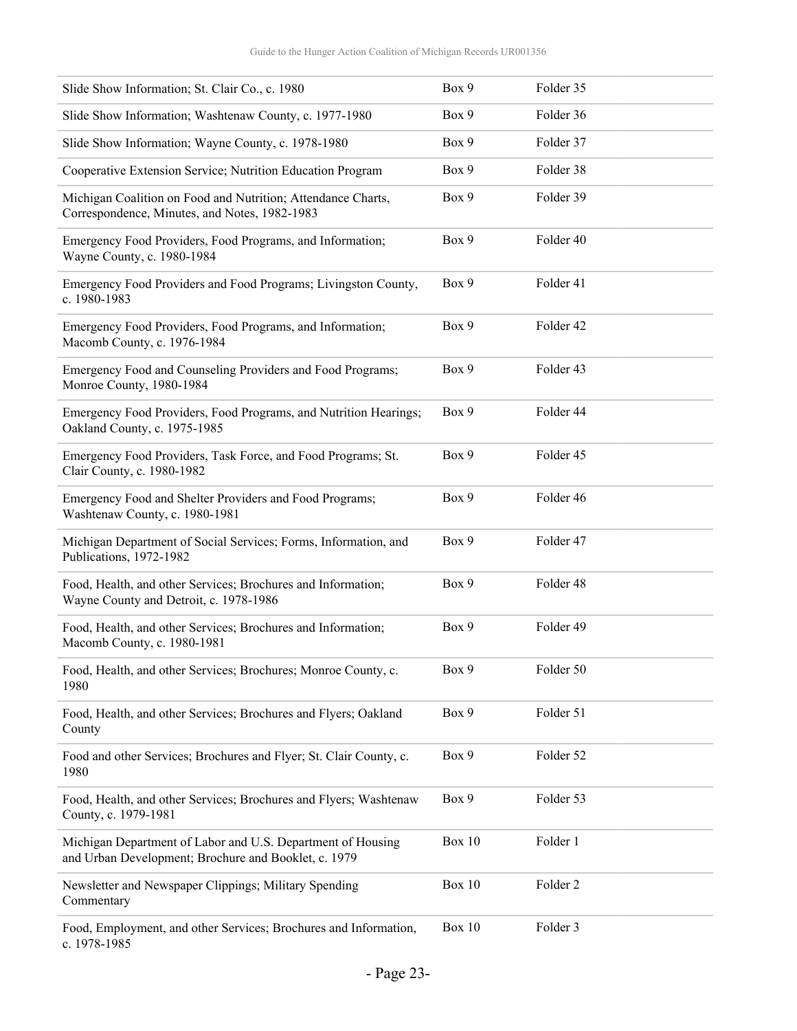| | | |
|---|---|---|
| Slide Show Information; St. Clair Co., c. 1980 | Box 9 | Folder 35 |
| Slide Show Information; Washtenaw County, c. 1977-1980 | Box 9 | Folder 36 |
| Slide Show Information; Wayne County, c. 1978-1980 | Box 9 | Folder 37 |
| Cooperative Extension Service; Nutrition Education Program | Box 9 | Folder 38 |
| Michigan Coalition on Food and Nutrition; Attendance Charts, Correspondence, Minutes, and Notes, 1982-1983 | Box 9 | Folder 39 |
| Emergency Food Providers, Food Programs, and Information; Wayne County, c. 1980-1984 | Box 9 | Folder 40 |
| Emergency Food Providers and Food Programs; Livingston County, c. 1980-1983 | Box 9 | Folder 41 |
| Emergency Food Providers, Food Programs, and Information; Macomb County, c. 1976-1984 | Box 9 | Folder 42 |
| Emergency Food and Counseling Providers and Food Programs; Monroe County, 1980-1984 | Box 9 | Folder 43 |
| Emergency Food Providers, Food Programs, and Nutrition Hearings; Oakland County, c. 1975-1985 | Box 9 | Folder 44 |
| Emergency Food Providers, Task Force, and Food Programs; St. Clair County, c. 1980-1982 | Box 9 | Folder 45 |
| Emergency Food and Shelter Providers and Food Programs; Washtenaw County, c. 1980-1981 | Box 9 | Folder 46 |
| Michigan Department of Social Services; Forms, Information, and Publications, 1972-1982 | Box 9 | Folder 47 |
| Food, Health, and other Services; Brochures and Information; Wayne County and Detroit, c. 1978-1986 | Box 9 | Folder 48 |
| Food, Health, and other Services; Brochures and Information; Macomb County, c. 1980-1981 | Box 9 | Folder 49 |
| Food, Health, and other Services; Brochures; Monroe County, c. 1980 | Box 9 | Folder 50 |
| Food, Health, and other Services; Brochures and Flyers; Oakland County | Box 9 | Folder 51 |
| Food and other Services; Brochures and Flyer; St. Clair County, c. 1980 | Box 9 | Folder 52 |
| Food, Health, and other Services; Brochures and Flyers; Washtenaw County, c. 1979-1981 | Box 9 | Folder 53 |
| Michigan Department of Labor and U.S. Department of Housing and Urban Development; Brochure and Booklet, c. 1979 | Box 10 | Folder 1 |
| Newsletter and Newspaper Clippings; Military Spending Commentary | Box 10 | Folder 2 |
| Food, Employment, and other Services; Brochures and Information, c. 1978-1985 | Box 10 | Folder 3 |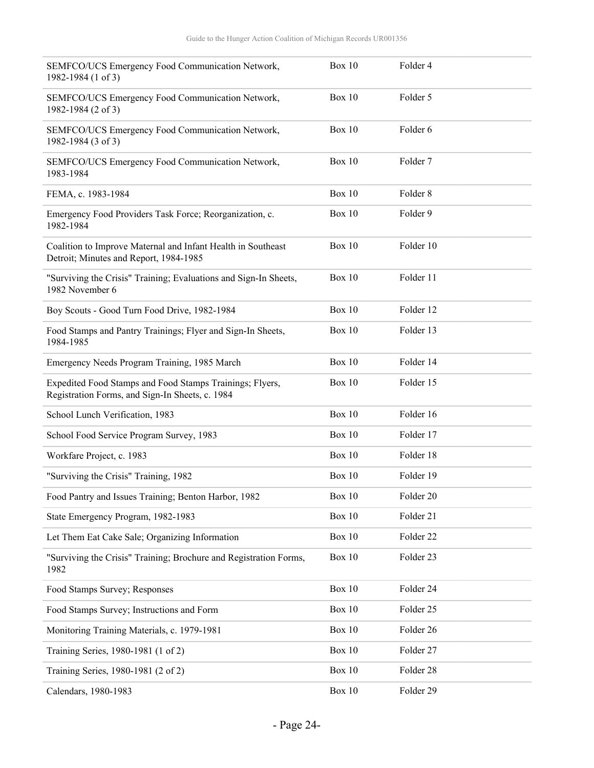| | | |
|---|---|---|
| SEMFCO/UCS Emergency Food Communication Network, 1982-1984 (1 of 3) | Box 10 | Folder 4 |
| SEMFCO/UCS Emergency Food Communication Network, 1982-1984 (2 of 3) | Box 10 | Folder 5 |
| SEMFCO/UCS Emergency Food Communication Network, 1982-1984 (3 of 3) | Box 10 | Folder 6 |
| SEMFCO/UCS Emergency Food Communication Network, 1983-1984 | Box 10 | Folder 7 |
| FEMA, c. 1983-1984 | Box 10 | Folder 8 |
| Emergency Food Providers Task Force; Reorganization, c. 1982-1984 | Box 10 | Folder 9 |
| Coalition to Improve Maternal and Infant Health in Southeast Detroit; Minutes and Report, 1984-1985 | Box 10 | Folder 10 |
| "Surviving the Crisis" Training; Evaluations and Sign-In Sheets, 1982 November 6 | Box 10 | Folder 11 |
| Boy Scouts - Good Turn Food Drive, 1982-1984 | Box 10 | Folder 12 |
| Food Stamps and Pantry Trainings; Flyer and Sign-In Sheets, 1984-1985 | Box 10 | Folder 13 |
| Emergency Needs Program Training, 1985 March | Box 10 | Folder 14 |
| Expedited Food Stamps and Food Stamps Trainings; Flyers, Registration Forms, and Sign-In Sheets, c. 1984 | Box 10 | Folder 15 |
| School Lunch Verification, 1983 | Box 10 | Folder 16 |
| School Food Service Program Survey, 1983 | Box 10 | Folder 17 |
| Workfare Project, c. 1983 | Box 10 | Folder 18 |
| "Surviving the Crisis" Training, 1982 | Box 10 | Folder 19 |
| Food Pantry and Issues Training; Benton Harbor, 1982 | Box 10 | Folder 20 |
| State Emergency Program, 1982-1983 | Box 10 | Folder 21 |
| Let Them Eat Cake Sale; Organizing Information | Box 10 | Folder 22 |
| "Surviving the Crisis" Training; Brochure and Registration Forms, 1982 | Box 10 | Folder 23 |
| Food Stamps Survey; Responses | Box 10 | Folder 24 |
| Food Stamps Survey; Instructions and Form | Box 10 | Folder 25 |
| Monitoring Training Materials, c. 1979-1981 | Box 10 | Folder 26 |
| Training Series, 1980-1981 (1 of 2) | Box 10 | Folder 27 |
| Training Series, 1980-1981 (2 of 2) | Box 10 | Folder 28 |
| Calendars, 1980-1983 | Box 10 | Folder 29 |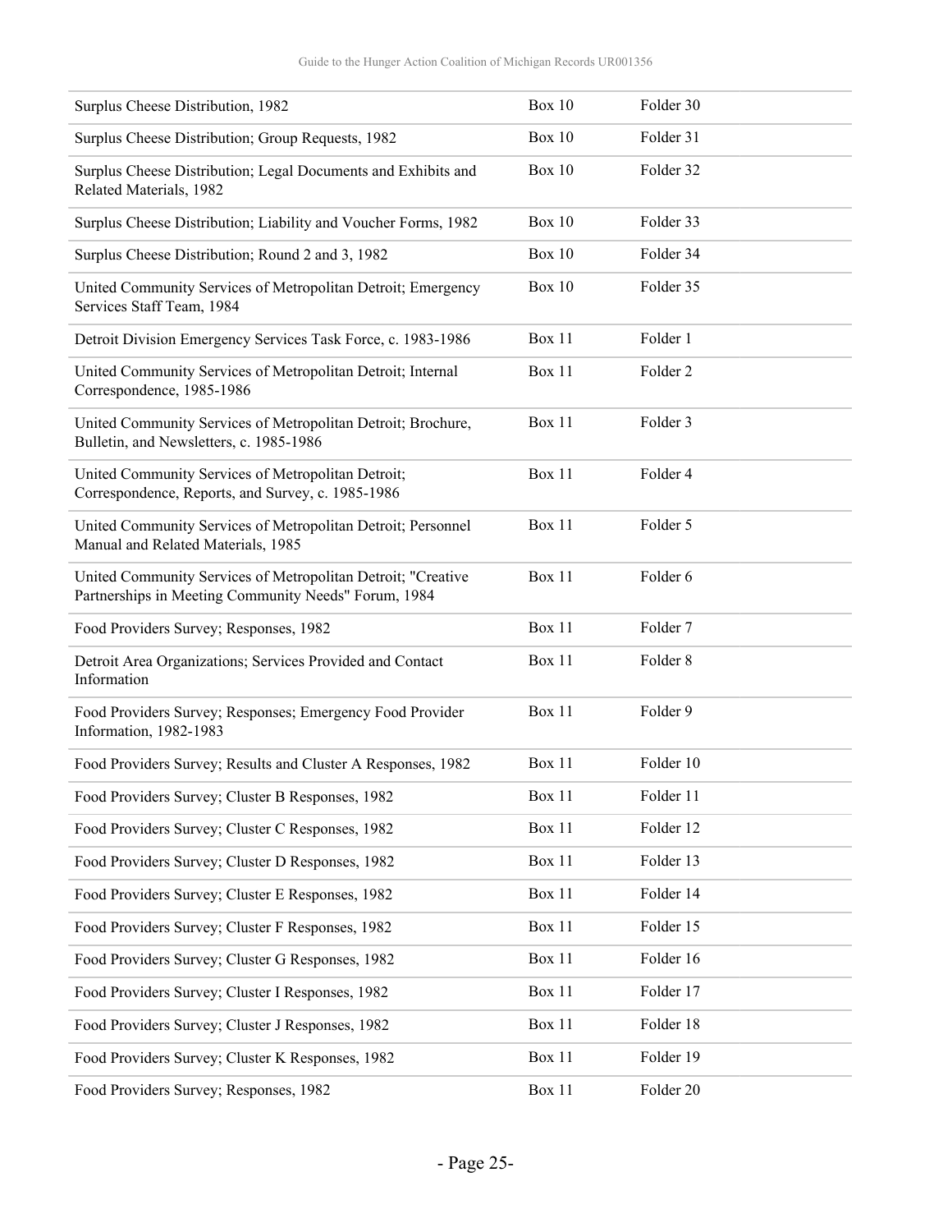| | | |
|---|---|---|
| Surplus Cheese Distribution, 1982 | Box 10 | Folder 30 |
| Surplus Cheese Distribution; Group Requests, 1982 | Box 10 | Folder 31 |
| Surplus Cheese Distribution; Legal Documents and Exhibits and Related Materials, 1982 | Box 10 | Folder 32 |
| Surplus Cheese Distribution; Liability and Voucher Forms, 1982 | Box 10 | Folder 33 |
| Surplus Cheese Distribution; Round 2 and 3, 1982 | Box 10 | Folder 34 |
| United Community Services of Metropolitan Detroit; Emergency Services Staff Team, 1984 | Box 10 | Folder 35 |
| Detroit Division Emergency Services Task Force, c. 1983-1986 | Box 11 | Folder 1 |
| United Community Services of Metropolitan Detroit; Internal Correspondence, 1985-1986 | Box 11 | Folder 2 |
| United Community Services of Metropolitan Detroit; Brochure, Bulletin, and Newsletters, c. 1985-1986 | Box 11 | Folder 3 |
| United Community Services of Metropolitan Detroit; Correspondence, Reports, and Survey, c. 1985-1986 | Box 11 | Folder 4 |
| United Community Services of Metropolitan Detroit; Personnel Manual and Related Materials, 1985 | Box 11 | Folder 5 |
| United Community Services of Metropolitan Detroit; "Creative Partnerships in Meeting Community Needs" Forum, 1984 | Box 11 | Folder 6 |
| Food Providers Survey; Responses, 1982 | Box 11 | Folder 7 |
| Detroit Area Organizations; Services Provided and Contact Information | Box 11 | Folder 8 |
| Food Providers Survey; Responses; Emergency Food Provider Information, 1982-1983 | Box 11 | Folder 9 |
| Food Providers Survey; Results and Cluster A Responses, 1982 | Box 11 | Folder 10 |
| Food Providers Survey; Cluster B Responses, 1982 | Box 11 | Folder 11 |
| Food Providers Survey; Cluster C Responses, 1982 | Box 11 | Folder 12 |
| Food Providers Survey; Cluster D Responses, 1982 | Box 11 | Folder 13 |
| Food Providers Survey; Cluster E Responses, 1982 | Box 11 | Folder 14 |
| Food Providers Survey; Cluster F Responses, 1982 | Box 11 | Folder 15 |
| Food Providers Survey; Cluster G Responses, 1982 | Box 11 | Folder 16 |
| Food Providers Survey; Cluster I Responses, 1982 | Box 11 | Folder 17 |
| Food Providers Survey; Cluster J Responses, 1982 | Box 11 | Folder 18 |
| Food Providers Survey; Cluster K Responses, 1982 | Box 11 | Folder 19 |
| Food Providers Survey; Responses, 1982 | Box 11 | Folder 20 |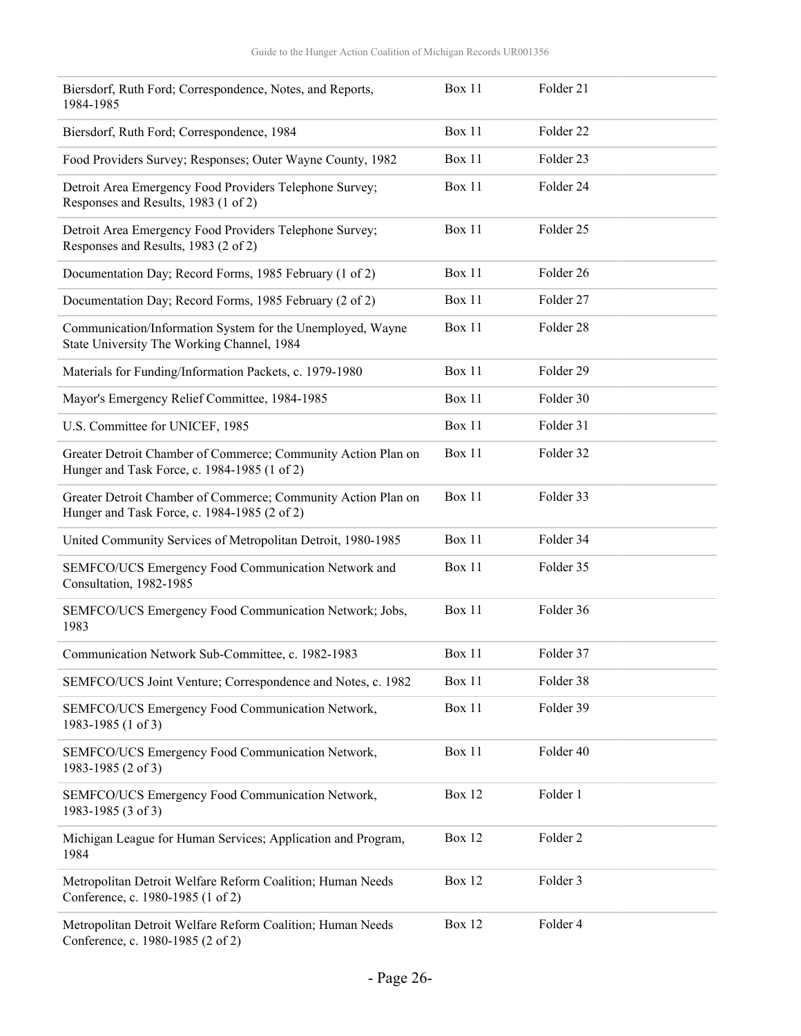| | | |
|---|---|---|
| Biersdorf, Ruth Ford; Correspondence, Notes, and Reports, 1984-1985 | Box 11 | Folder 21 |
| Biersdorf, Ruth Ford; Correspondence, 1984 | Box 11 | Folder 22 |
| Food Providers Survey; Responses; Outer Wayne County, 1982 | Box 11 | Folder 23 |
| Detroit Area Emergency Food Providers Telephone Survey; Responses and Results, 1983 (1 of 2) | Box 11 | Folder 24 |
| Detroit Area Emergency Food Providers Telephone Survey; Responses and Results, 1983 (2 of 2) | Box 11 | Folder 25 |
| Documentation Day; Record Forms, 1985 February (1 of 2) | Box 11 | Folder 26 |
| Documentation Day; Record Forms, 1985 February (2 of 2) | Box 11 | Folder 27 |
| Communication/Information System for the Unemployed, Wayne State University The Working Channel, 1984 | Box 11 | Folder 28 |
| Materials for Funding/Information Packets, c. 1979-1980 | Box 11 | Folder 29 |
| Mayor's Emergency Relief Committee, 1984-1985 | Box 11 | Folder 30 |
| U.S. Committee for UNICEF, 1985 | Box 11 | Folder 31 |
| Greater Detroit Chamber of Commerce; Community Action Plan on Hunger and Task Force, c. 1984-1985 (1 of 2) | Box 11 | Folder 32 |
| Greater Detroit Chamber of Commerce; Community Action Plan on Hunger and Task Force, c. 1984-1985 (2 of 2) | Box 11 | Folder 33 |
| United Community Services of Metropolitan Detroit, 1980-1985 | Box 11 | Folder 34 |
| SEMFCO/UCS Emergency Food Communication Network and Consultation, 1982-1985 | Box 11 | Folder 35 |
| SEMFCO/UCS Emergency Food Communication Network; Jobs, 1983 | Box 11 | Folder 36 |
| Communication Network Sub-Committee, c. 1982-1983 | Box 11 | Folder 37 |
| SEMFCO/UCS Joint Venture; Correspondence and Notes, c. 1982 | Box 11 | Folder 38 |
| SEMFCO/UCS Emergency Food Communication Network, 1983-1985 (1 of 3) | Box 11 | Folder 39 |
| SEMFCO/UCS Emergency Food Communication Network, 1983-1985 (2 of 3) | Box 11 | Folder 40 |
| SEMFCO/UCS Emergency Food Communication Network, 1983-1985 (3 of 3) | Box 12 | Folder 1 |
| Michigan League for Human Services; Application and Program, 1984 | Box 12 | Folder 2 |
| Metropolitan Detroit Welfare Reform Coalition; Human Needs Conference, c. 1980-1985 (1 of 2) | Box 12 | Folder 3 |
| Metropolitan Detroit Welfare Reform Coalition; Human Needs Conference, c. 1980-1985 (2 of 2) | Box 12 | Folder 4 |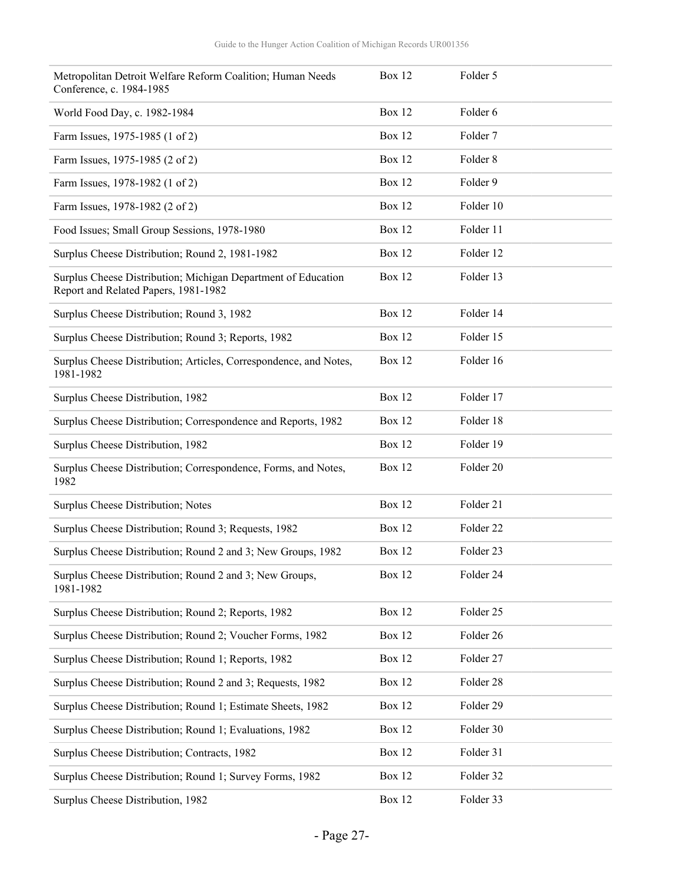| | | |
|---|---|---|
| Metropolitan Detroit Welfare Reform Coalition; Human Needs Conference, c. 1984-1985 | Box 12 | Folder 5 |
| World Food Day, c. 1982-1984 | Box 12 | Folder 6 |
| Farm Issues, 1975-1985 (1 of 2) | Box 12 | Folder 7 |
| Farm Issues, 1975-1985 (2 of 2) | Box 12 | Folder 8 |
| Farm Issues, 1978-1982 (1 of 2) | Box 12 | Folder 9 |
| Farm Issues, 1978-1982 (2 of 2) | Box 12 | Folder 10 |
| Food Issues; Small Group Sessions, 1978-1980 | Box 12 | Folder 11 |
| Surplus Cheese Distribution; Round 2, 1981-1982 | Box 12 | Folder 12 |
| Surplus Cheese Distribution; Michigan Department of Education Report and Related Papers, 1981-1982 | Box 12 | Folder 13 |
| Surplus Cheese Distribution; Round 3, 1982 | Box 12 | Folder 14 |
| Surplus Cheese Distribution; Round 3; Reports, 1982 | Box 12 | Folder 15 |
| Surplus Cheese Distribution; Articles, Correspondence, and Notes, 1981-1982 | Box 12 | Folder 16 |
| Surplus Cheese Distribution, 1982 | Box 12 | Folder 17 |
| Surplus Cheese Distribution; Correspondence and Reports, 1982 | Box 12 | Folder 18 |
| Surplus Cheese Distribution, 1982 | Box 12 | Folder 19 |
| Surplus Cheese Distribution; Correspondence, Forms, and Notes, 1982 | Box 12 | Folder 20 |
| Surplus Cheese Distribution; Notes | Box 12 | Folder 21 |
| Surplus Cheese Distribution; Round 3; Requests, 1982 | Box 12 | Folder 22 |
| Surplus Cheese Distribution; Round 2 and 3; New Groups, 1982 | Box 12 | Folder 23 |
| Surplus Cheese Distribution; Round 2 and 3; New Groups, 1981-1982 | Box 12 | Folder 24 |
| Surplus Cheese Distribution; Round 2; Reports, 1982 | Box 12 | Folder 25 |
| Surplus Cheese Distribution; Round 2; Voucher Forms, 1982 | Box 12 | Folder 26 |
| Surplus Cheese Distribution; Round 1; Reports, 1982 | Box 12 | Folder 27 |
| Surplus Cheese Distribution; Round 2 and 3; Requests, 1982 | Box 12 | Folder 28 |
| Surplus Cheese Distribution; Round 1; Estimate Sheets, 1982 | Box 12 | Folder 29 |
| Surplus Cheese Distribution; Round 1; Evaluations, 1982 | Box 12 | Folder 30 |
| Surplus Cheese Distribution; Contracts, 1982 | Box 12 | Folder 31 |
| Surplus Cheese Distribution; Round 1; Survey Forms, 1982 | Box 12 | Folder 32 |
| Surplus Cheese Distribution, 1982 | Box 12 | Folder 33 |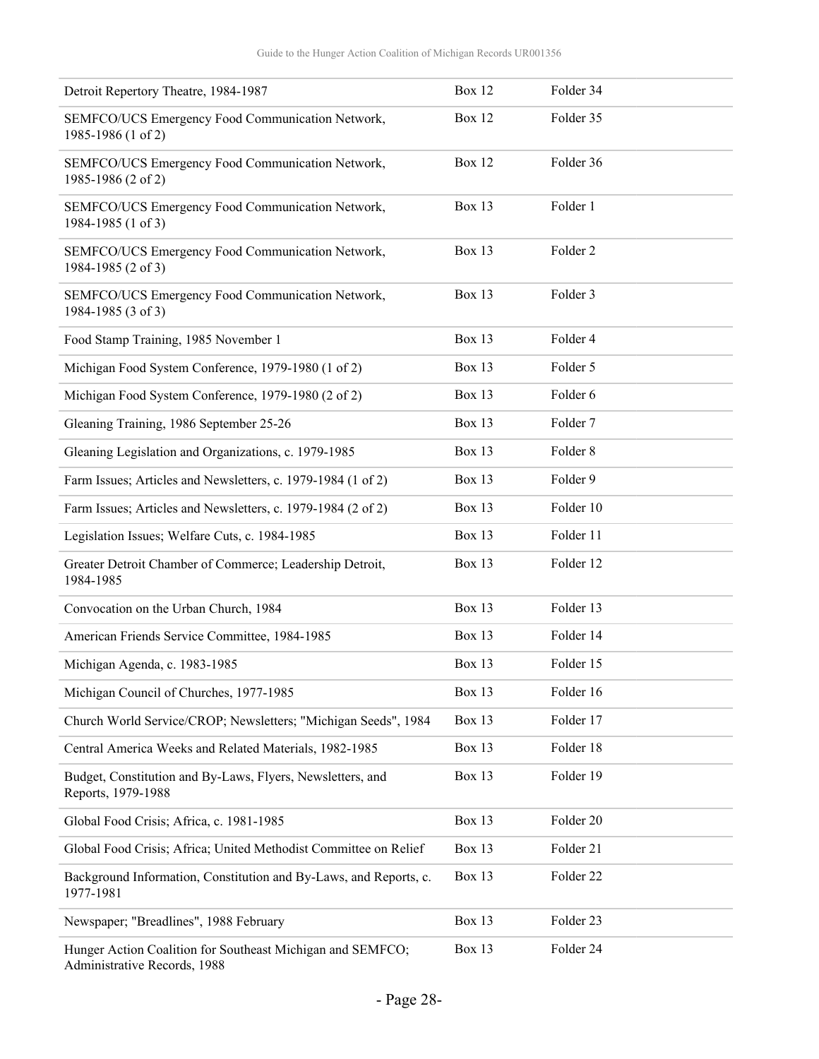| | | |
|---|---|---|
| Detroit Repertory Theatre, 1984-1987 | Box 12 | Folder 34 |
| SEMFCO/UCS Emergency Food Communication Network, 1985-1986 (1 of 2) | Box 12 | Folder 35 |
| SEMFCO/UCS Emergency Food Communication Network, 1985-1986 (2 of 2) | Box 12 | Folder 36 |
| SEMFCO/UCS Emergency Food Communication Network, 1984-1985 (1 of 3) | Box 13 | Folder 1 |
| SEMFCO/UCS Emergency Food Communication Network, 1984-1985 (2 of 3) | Box 13 | Folder 2 |
| SEMFCO/UCS Emergency Food Communication Network, 1984-1985 (3 of 3) | Box 13 | Folder 3 |
| Food Stamp Training, 1985 November 1 | Box 13 | Folder 4 |
| Michigan Food System Conference, 1979-1980 (1 of 2) | Box 13 | Folder 5 |
| Michigan Food System Conference, 1979-1980 (2 of 2) | Box 13 | Folder 6 |
| Gleaning Training, 1986 September 25-26 | Box 13 | Folder 7 |
| Gleaning Legislation and Organizations, c. 1979-1985 | Box 13 | Folder 8 |
| Farm Issues; Articles and Newsletters, c. 1979-1984 (1 of 2) | Box 13 | Folder 9 |
| Farm Issues; Articles and Newsletters, c. 1979-1984 (2 of 2) | Box 13 | Folder 10 |
| Legislation Issues; Welfare Cuts, c. 1984-1985 | Box 13 | Folder 11 |
| Greater Detroit Chamber of Commerce; Leadership Detroit, 1984-1985 | Box 13 | Folder 12 |
| Convocation on the Urban Church, 1984 | Box 13 | Folder 13 |
| American Friends Service Committee, 1984-1985 | Box 13 | Folder 14 |
| Michigan Agenda, c. 1983-1985 | Box 13 | Folder 15 |
| Michigan Council of Churches, 1977-1985 | Box 13 | Folder 16 |
| Church World Service/CROP; Newsletters; "Michigan Seeds", 1984 | Box 13 | Folder 17 |
| Central America Weeks and Related Materials, 1982-1985 | Box 13 | Folder 18 |
| Budget, Constitution and By-Laws, Flyers, Newsletters, and Reports, 1979-1988 | Box 13 | Folder 19 |
| Global Food Crisis; Africa, c. 1981-1985 | Box 13 | Folder 20 |
| Global Food Crisis; Africa; United Methodist Committee on Relief | Box 13 | Folder 21 |
| Background Information, Constitution and By-Laws, and Reports, c. 1977-1981 | Box 13 | Folder 22 |
| Newspaper; "Breadlines", 1988 February | Box 13 | Folder 23 |
| Hunger Action Coalition for Southeast Michigan and SEMFCO; Administrative Records, 1988 | Box 13 | Folder 24 |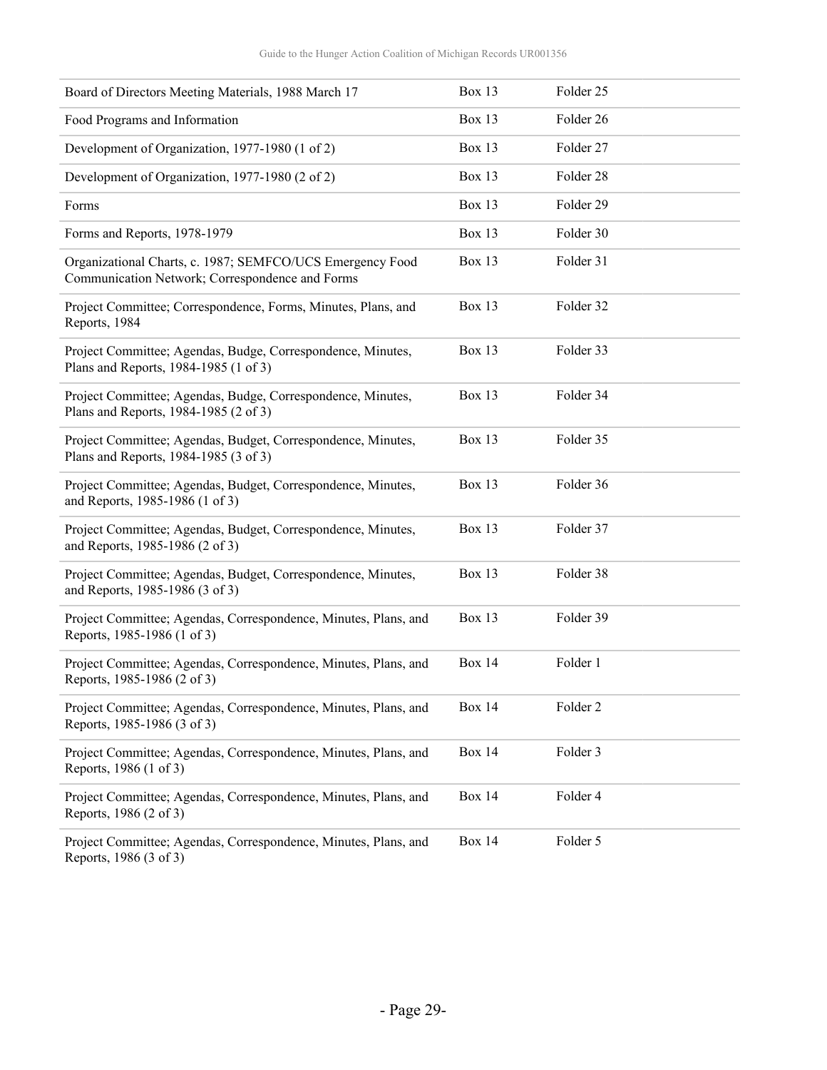| | | |
|---|---|---|
| Board of Directors Meeting Materials, 1988 March 17 | Box 13 | Folder 25 |
| Food Programs and Information | Box 13 | Folder 26 |
| Development of Organization, 1977-1980 (1 of 2) | Box 13 | Folder 27 |
| Development of Organization, 1977-1980 (2 of 2) | Box 13 | Folder 28 |
| Forms | Box 13 | Folder 29 |
| Forms and Reports, 1978-1979 | Box 13 | Folder 30 |
| Organizational Charts, c. 1987; SEMFCO/UCS Emergency Food Communication Network; Correspondence and Forms | Box 13 | Folder 31 |
| Project Committee; Correspondence, Forms, Minutes, Plans, and Reports, 1984 | Box 13 | Folder 32 |
| Project Committee; Agendas, Budge, Correspondence, Minutes, Plans and Reports, 1984-1985 (1 of 3) | Box 13 | Folder 33 |
| Project Committee; Agendas, Budge, Correspondence, Minutes, Plans and Reports, 1984-1985 (2 of 3) | Box 13 | Folder 34 |
| Project Committee; Agendas, Budget, Correspondence, Minutes, Plans and Reports, 1984-1985 (3 of 3) | Box 13 | Folder 35 |
| Project Committee; Agendas, Budget, Correspondence, Minutes, and Reports, 1985-1986 (1 of 3) | Box 13 | Folder 36 |
| Project Committee; Agendas, Budget, Correspondence, Minutes, and Reports, 1985-1986 (2 of 3) | Box 13 | Folder 37 |
| Project Committee; Agendas, Budget, Correspondence, Minutes, and Reports, 1985-1986 (3 of 3) | Box 13 | Folder 38 |
| Project Committee; Agendas, Correspondence, Minutes, Plans, and Reports, 1985-1986 (1 of 3) | Box 13 | Folder 39 |
| Project Committee; Agendas, Correspondence, Minutes, Plans, and Reports, 1985-1986 (2 of 3) | Box 14 | Folder 1 |
| Project Committee; Agendas, Correspondence, Minutes, Plans, and Reports, 1985-1986 (3 of 3) | Box 14 | Folder 2 |
| Project Committee; Agendas, Correspondence, Minutes, Plans, and Reports, 1986 (1 of 3) | Box 14 | Folder 3 |
| Project Committee; Agendas, Correspondence, Minutes, Plans, and Reports, 1986 (2 of 3) | Box 14 | Folder 4 |
| Project Committee; Agendas, Correspondence, Minutes, Plans, and Reports, 1986 (3 of 3) | Box 14 | Folder 5 |